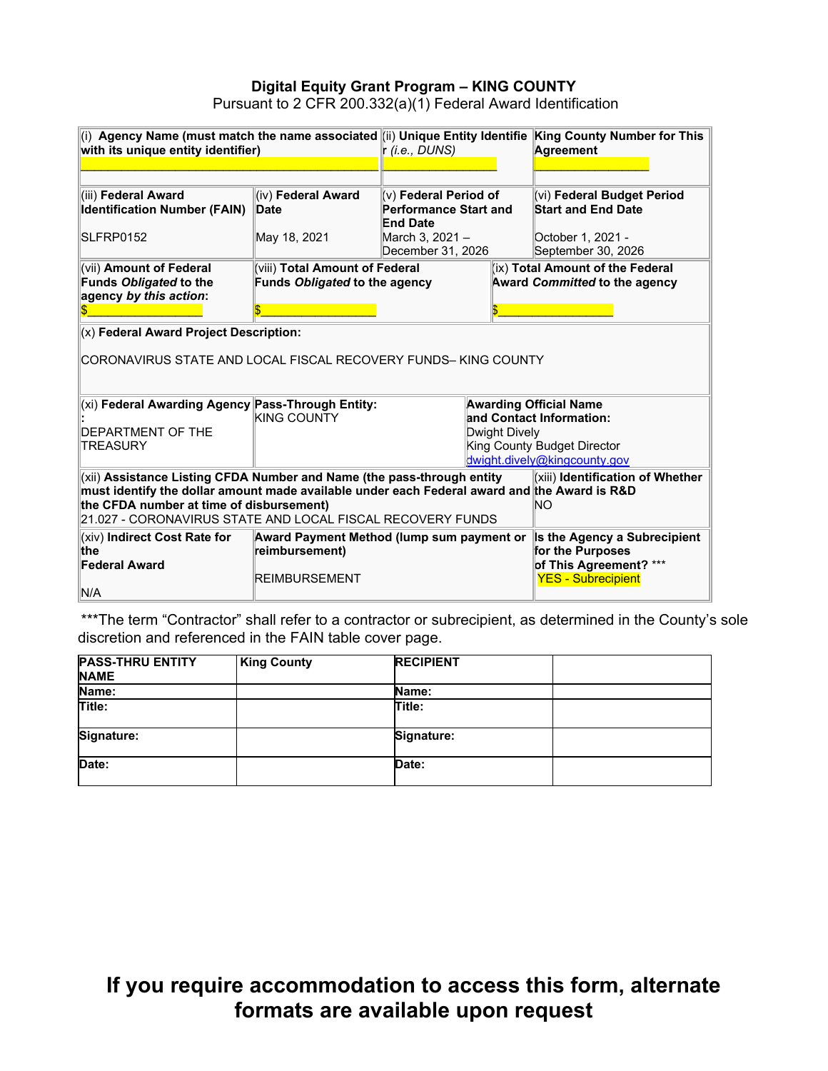**Digital Equity Grant Program – KING COUNTY**

Pursuant to 2 CFR 200.332(a)(1) Federal Award Identification

| (i) **Agency Name (must match the name associated with its unique entity identifier)** | | (ii) **Unique Entity Identifier** *(i.e., DUNS)* | **King County Number for This Agreement** |
|---|---|---|---|
| ______________________ | | ____________ | ____________ |
| (iii) **Federal Award Identification Number (FAIN)**<br>SLFRP0152 | (iv) **Federal Award Date**<br>May 18, 2021 | (v) **Federal Period of Performance Start and End Date**<br>March 3, 2021 – December 31, 2026 | (vi) **Federal Budget Period Start and End Date**<br>October 1, 2021 - September 30, 2026 |
| (vii) **Amount of Federal Funds *Obligated* to the agency *by this action*:**<br>$____________ | (viii) **Total Amount of Federal Funds *Obligated* to the agency**<br>$____________ | | (ix) **Total Amount of the Federal Award *Committed* to the agency**<br>$____________ |
| (x) **Federal Award Project Description:**<br>CORONAVIRUS STATE AND LOCAL FISCAL RECOVERY FUNDS– KING COUNTY | | | |
| (xi) **Federal Awarding Agency:**<br>DEPARTMENT OF THE TREASURY | **Pass-Through Entity:**<br>KING COUNTY | | **Awarding Official Name and Contact Information:**<br>Dwight Dively<br>King County Budget Director<br>dwight.dively@kingcounty.gov |
| (xii) **Assistance Listing CFDA Number and Name (the pass-through entity must identify the dollar amount made available under each Federal award and the CFDA number at time of disbursement)**<br>21.027 - CORONAVIRUS STATE AND LOCAL FISCAL RECOVERY FUNDS | | | (xiii) **Identification of Whether the Award is R&D**<br>NO |
| (xiv) **Indirect Cost Rate for the Federal Award**<br>N/A | **Award Payment Method (lump sum payment or reimbursement)**<br>REIMBURSEMENT | | **Is the Agency a Subrecipient for the Purposes of This Agreement? \*\*\***<br>YES - Subrecipient |

***The term "Contractor" shall refer to a contractor or subrecipient, as determined in the County's sole discretion and referenced in the FAIN table cover page.

| **PASS-THRU ENTITY NAME** | **King County** | **RECIPIENT** | |
|---|---|---|---|
| **Name:** | | **Name:** | |
| **Title:** | | **Title:** | |
| **Signature:** | | **Signature:** | |
| **Date:** | | **Date:** | |

**If you require accommodation to access this form, alternate formats are available upon request**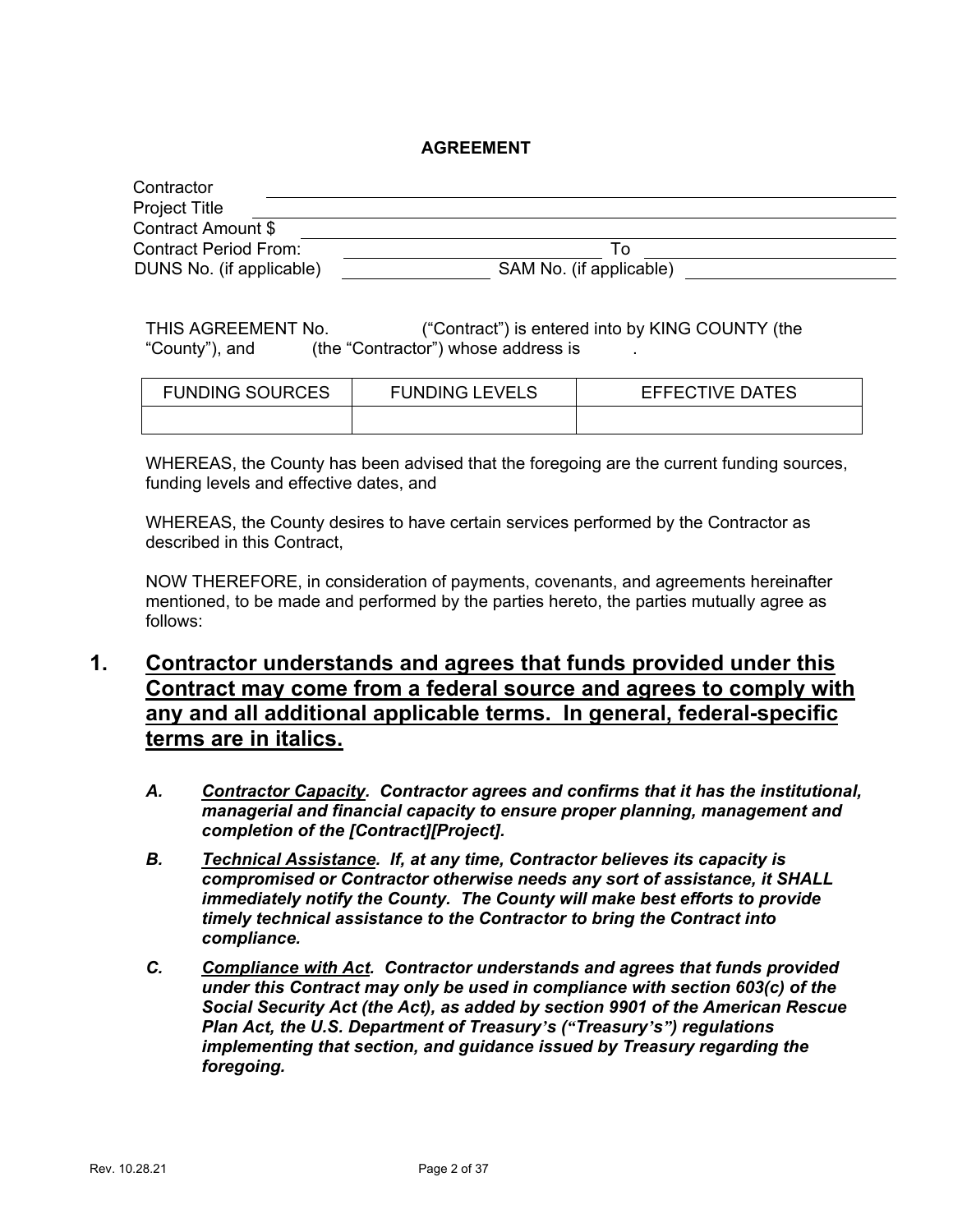**AGREEMENT**

Contractor \_\_\_\_\_\_\_\_\_\_\_\_\_\_\_\_\_\_\_\_\_\_\_\_\_\_\_\_\_\_\_\_\_\_\_\_\_\_\_\_

Project Title \_\_\_\_\_\_\_\_\_\_\_\_\_\_\_\_\_\_\_\_\_\_\_\_\_\_\_\_\_\_\_\_\_\_\_\_\_\_\_\_

Contract Amount $ \_\_\_\_\_\_\_\_\_\_\_\_\_\_\_\_\_\_\_\_\_\_\_\_\_\_\_\_\_\_\_\_\_\_\_\_\_\_\_\_

Contract Period From: \_\_\_\_\_\_\_\_\_\_\_\_\_\_\_\_\_\_\_\_ To \_\_\_\_\_\_\_\_\_\_\_\_\_\_\_\_\_\_\_\_

DUNS No. (if applicable) \_\_\_\_\_\_\_\_\_\_\_\_\_\_\_\_ SAM No. (if applicable) \_\_\_\_\_\_\_\_\_\_\_\_\_\_\_\_

THIS AGREEMENT No. ("Contract") is entered into by KING COUNTY (the "County"), and (the "Contractor") whose address is .

| FUNDING SOURCES | FUNDING LEVELS | EFFECTIVE DATES |
| --- | --- | --- |
| | | |

WHEREAS, the County has been advised that the foregoing are the current funding sources, funding levels and effective dates, and

WHEREAS, the County desires to have certain services performed by the Contractor as described in this Contract,

NOW THEREFORE, in consideration of payments, covenants, and agreements hereinafter mentioned, to be made and performed by the parties hereto, the parties mutually agree as follows:

## 1. Contractor understands and agrees that funds provided under this Contract may come from a federal source and agrees to comply with any and all additional applicable terms. In general, federal-specific terms are in italics.

***A. Contractor Capacity. Contractor agrees and confirms that it has the institutional, managerial and financial capacity to ensure proper planning, management and completion of the [Contract][Project].***

***B. Technical Assistance. If, at any time, Contractor believes its capacity is compromised or Contractor otherwise needs any sort of assistance, it SHALL immediately notify the County. The County will make best efforts to provide timely technical assistance to the Contractor to bring the Contract into compliance.***

***C. Compliance with Act. Contractor understands and agrees that funds provided under this Contract may only be used in compliance with section 603(c) of the Social Security Act (the Act), as added by section 9901 of the American Rescue Plan Act, the U.S. Department of Treasury's ("Treasury's") regulations implementing that section, and guidance issued by Treasury regarding the foregoing.***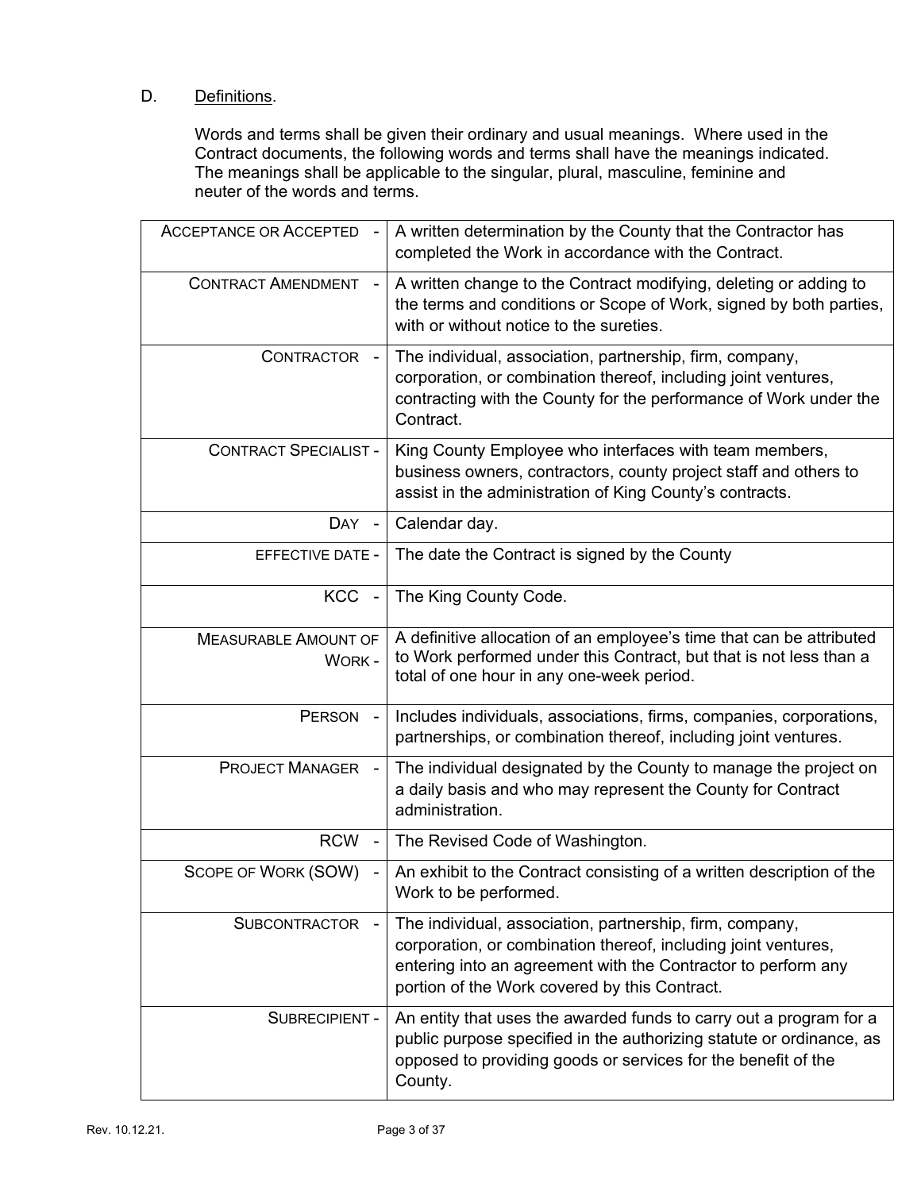D. <u>Definitions</u>.

Words and terms shall be given their ordinary and usual meanings. Where used in the Contract documents, the following words and terms shall have the meanings indicated. The meanings shall be applicable to the singular, plural, masculine, feminine and neuter of the words and terms.

| Term | Definition |
|---|---|
| ACCEPTANCE OR ACCEPTED - | A written determination by the County that the Contractor has completed the Work in accordance with the Contract. |
| CONTRACT AMENDMENT - | A written change to the Contract modifying, deleting or adding to the terms and conditions or Scope of Work, signed by both parties, with or without notice to the sureties. |
| CONTRACTOR - | The individual, association, partnership, firm, company, corporation, or combination thereof, including joint ventures, contracting with the County for the performance of Work under the Contract. |
| CONTRACT SPECIALIST - | King County Employee who interfaces with team members, business owners, contractors, county project staff and others to assist in the administration of King County's contracts. |
| DAY - | Calendar day. |
| EFFECTIVE DATE - | The date the Contract is signed by the County |
| KCC - | The King County Code. |
| MEASURABLE AMOUNT OF WORK - | A definitive allocation of an employee's time that can be attributed to Work performed under this Contract, but that is not less than a total of one hour in any one-week period. |
| PERSON - | Includes individuals, associations, firms, companies, corporations, partnerships, or combination thereof, including joint ventures. |
| PROJECT MANAGER - | The individual designated by the County to manage the project on a daily basis and who may represent the County for Contract administration. |
| RCW - | The Revised Code of Washington. |
| SCOPE OF WORK (SOW) - | An exhibit to the Contract consisting of a written description of the Work to be performed. |
| SUBCONTRACTOR - | The individual, association, partnership, firm, company, corporation, or combination thereof, including joint ventures, entering into an agreement with the Contractor to perform any portion of the Work covered by this Contract. |
| SUBRECIPIENT - | An entity that uses the awarded funds to carry out a program for a public purpose specified in the authorizing statute or ordinance, as opposed to providing goods or services for the benefit of the County. |

Rev. 10.12.21.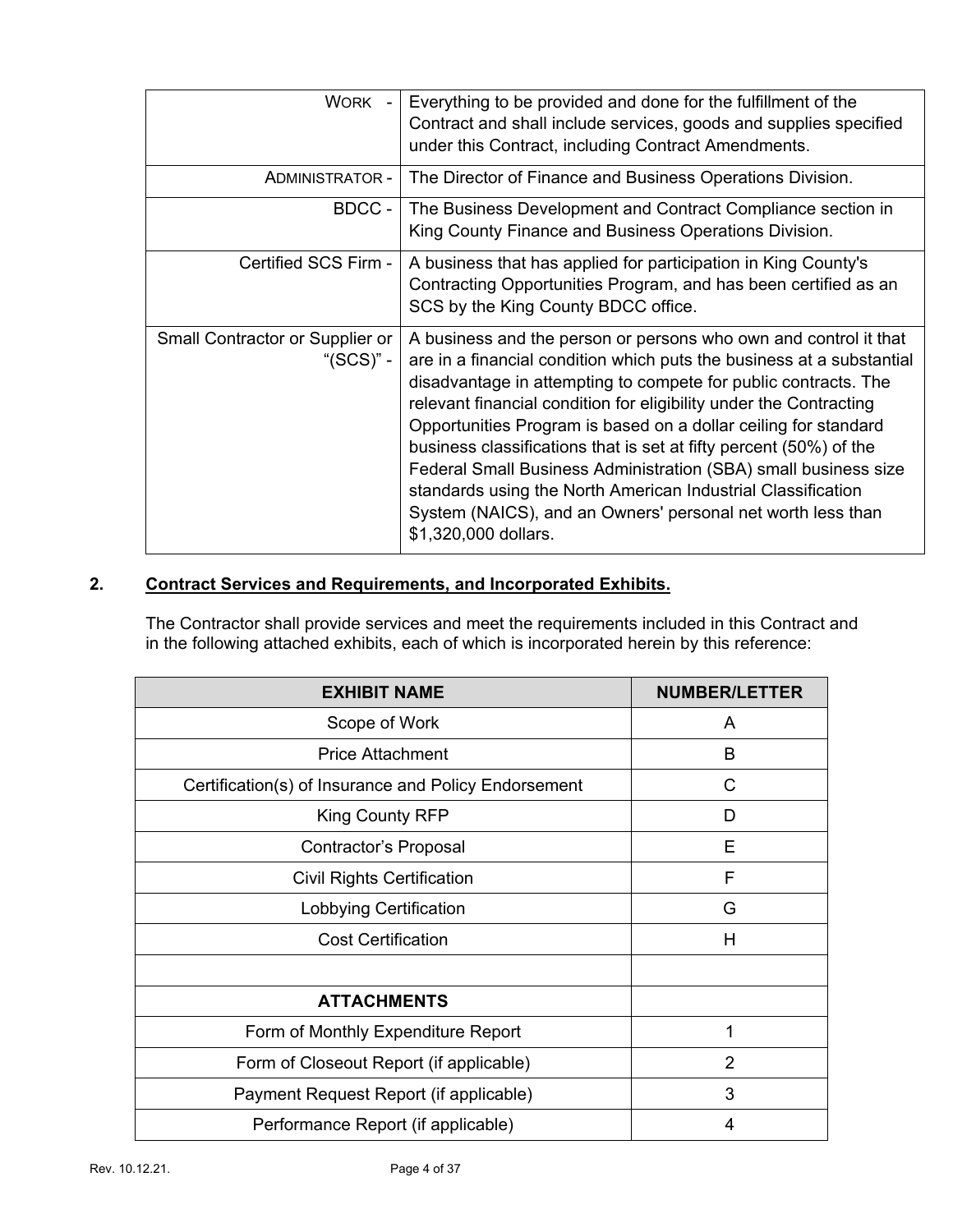| | |
|---|---|
| WORK - | Everything to be provided and done for the fulfillment of the Contract and shall include services, goods and supplies specified under this Contract, including Contract Amendments. |
| ADMINISTRATOR - | The Director of Finance and Business Operations Division. |
| BDCC - | The Business Development and Contract Compliance section in King County Finance and Business Operations Division. |
| Certified SCS Firm - | A business that has applied for participation in King County's Contracting Opportunities Program, and has been certified as an SCS by the King County BDCC office. |
| Small Contractor or Supplier or "(SCS)" - | A business and the person or persons who own and control it that are in a financial condition which puts the business at a substantial disadvantage in attempting to compete for public contracts. The relevant financial condition for eligibility under the Contracting Opportunities Program is based on a dollar ceiling for standard business classifications that is set at fifty percent (50%) of the Federal Small Business Administration (SBA) small business size standards using the North American Industrial Classification System (NAICS), and an Owners' personal net worth less than $1,320,000 dollars. |

## 2. <u>Contract Services and Requirements, and Incorporated Exhibits.</u>

The Contractor shall provide services and meet the requirements included in this Contract and in the following attached exhibits, each of which is incorporated herein by this reference:

| EXHIBIT NAME | NUMBER/LETTER |
|---|---|
| Scope of Work | A |
| Price Attachment | B |
| Certification(s) of Insurance and Policy Endorsement | C |
| King County RFP | D |
| Contractor's Proposal | E |
| Civil Rights Certification | F |
| Lobbying Certification | G |
| Cost Certification | H |
| | |
| **ATTACHMENTS** | |
| Form of Monthly Expenditure Report | 1 |
| Form of Closeout Report (if applicable) | 2 |
| Payment Request Report (if applicable) | 3 |
| Performance Report (if applicable) | 4 |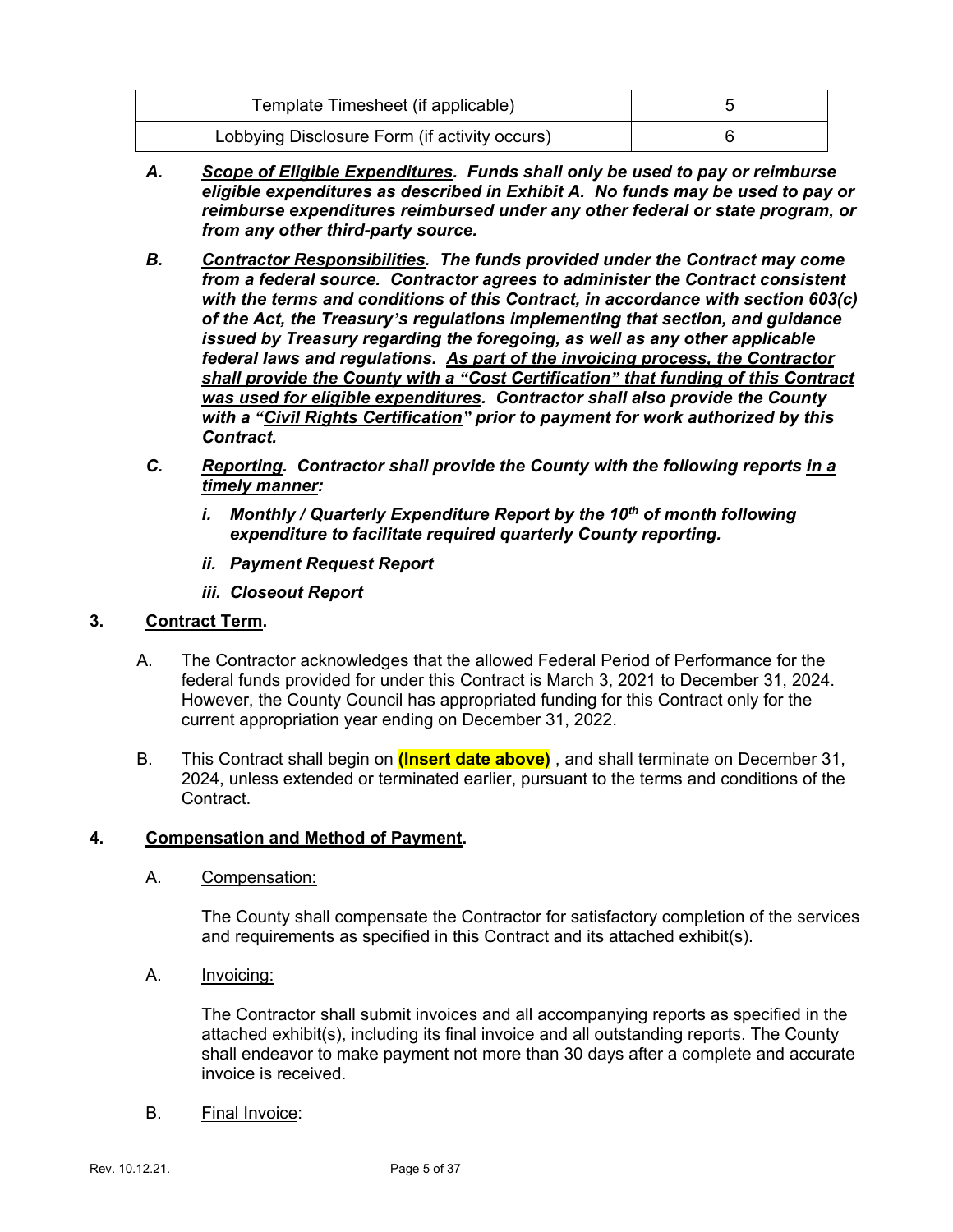| Template Timesheet (if applicable) | 5 |
|---|---|
| Lobbying Disclosure Form (if activity occurs) | 6 |

***A.*** ***Scope of Eligible Expenditures**. Funds shall only be used to pay or reimburse eligible expenditures as described in Exhibit A. No funds may be used to pay or reimburse expenditures reimbursed under any other federal or state program, or from any other third-party source.*

***B.*** ***Contractor Responsibilities**. The funds provided under the Contract may come from a federal source. Contractor agrees to administer the Contract consistent with the terms and conditions of this Contract, in accordance with section 603(c) of the Act, the Treasury's regulations implementing that section, and guidance issued by Treasury regarding the foregoing, as well as any other applicable federal laws and regulations. As part of the invoicing process, the Contractor shall provide the County with a "Cost Certification" that funding of this Contract was used for eligible expenditures. Contractor shall also provide the County with a "Civil Rights Certification" prior to payment for work authorized by this Contract.*

***C.*** ***Reporting**. Contractor shall provide the County with the following reports in a timely manner:*

- ***i. Monthly / Quarterly Expenditure Report by the 10th of month following expenditure to facilitate required quarterly County reporting.***
- ***ii. Payment Request Report***
- ***iii. Closeout Report***

**3. Contract Term.**

A. The Contractor acknowledges that the allowed Federal Period of Performance for the federal funds provided for under this Contract is March 3, 2021 to December 31, 2024. However, the County Council has appropriated funding for this Contract only for the current appropriation year ending on December 31, 2022.

B. This Contract shall begin on **(Insert date above)** , and shall terminate on December 31, 2024, unless extended or terminated earlier, pursuant to the terms and conditions of the Contract.

**4. Compensation and Method of Payment.**

A. Compensation:

The County shall compensate the Contractor for satisfactory completion of the services and requirements as specified in this Contract and its attached exhibit(s).

A. Invoicing:

The Contractor shall submit invoices and all accompanying reports as specified in the attached exhibit(s), including its final invoice and all outstanding reports. The County shall endeavor to make payment not more than 30 days after a complete and accurate invoice is received.

B. Final Invoice: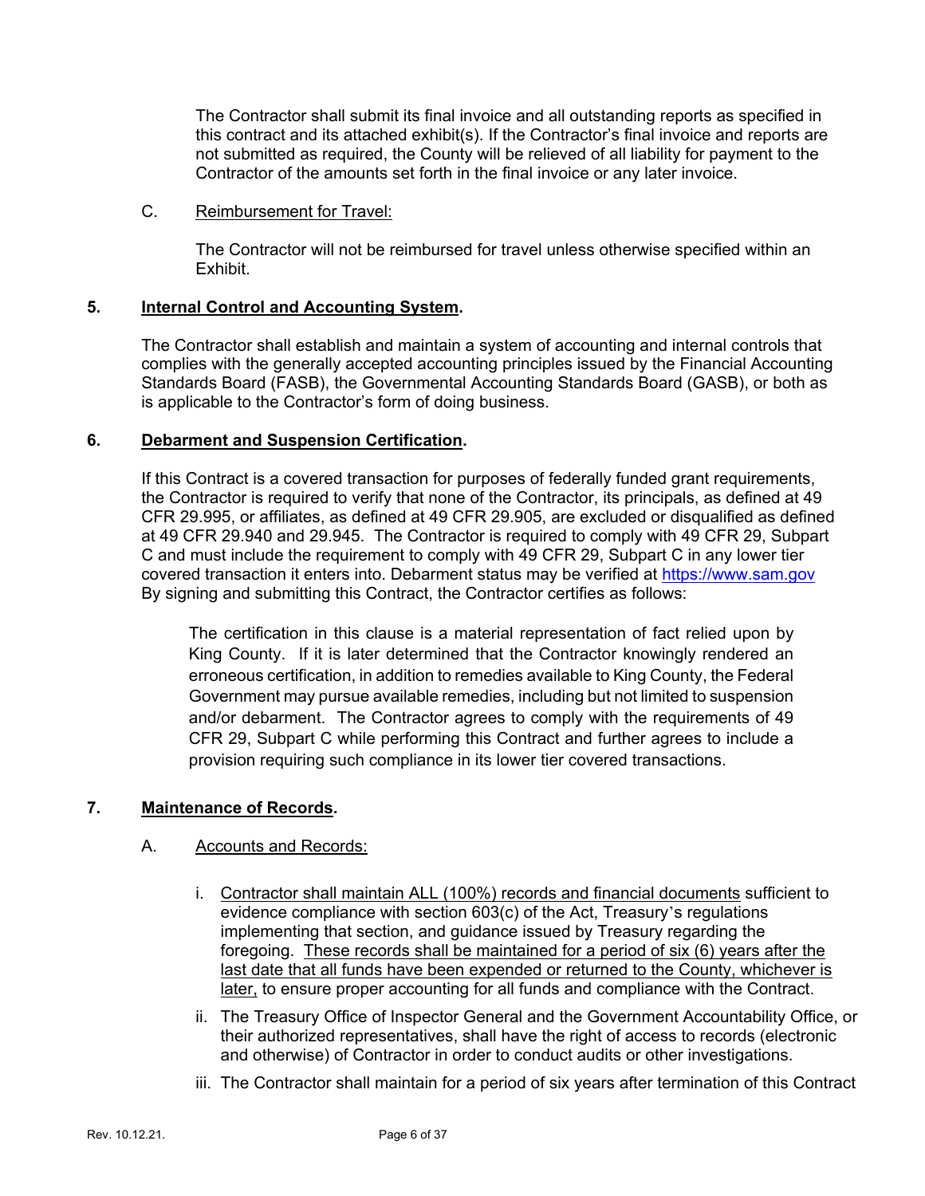The Contractor shall submit its final invoice and all outstanding reports as specified in this contract and its attached exhibit(s). If the Contractor's final invoice and reports are not submitted as required, the County will be relieved of all liability for payment to the Contractor of the amounts set forth in the final invoice or any later invoice.

C. <u>Reimbursement for Travel:</u>

The Contractor will not be reimbursed for travel unless otherwise specified within an Exhibit.

**5. <u>Internal Control and Accounting System</u>.**

The Contractor shall establish and maintain a system of accounting and internal controls that complies with the generally accepted accounting principles issued by the Financial Accounting Standards Board (FASB), the Governmental Accounting Standards Board (GASB), or both as is applicable to the Contractor's form of doing business.

**6. <u>Debarment and Suspension Certification</u>.**

If this Contract is a covered transaction for purposes of federally funded grant requirements, the Contractor is required to verify that none of the Contractor, its principals, as defined at 49 CFR 29.995, or affiliates, as defined at 49 CFR 29.905, are excluded or disqualified as defined at 49 CFR 29.940 and 29.945. The Contractor is required to comply with 49 CFR 29, Subpart C and must include the requirement to comply with 49 CFR 29, Subpart C in any lower tier covered transaction it enters into. Debarment status may be verified at https://www.sam.gov By signing and submitting this Contract, the Contractor certifies as follows:

> The certification in this clause is a material representation of fact relied upon by King County. If it is later determined that the Contractor knowingly rendered an erroneous certification, in addition to remedies available to King County, the Federal Government may pursue available remedies, including but not limited to suspension and/or debarment. The Contractor agrees to comply with the requirements of 49 CFR 29, Subpart C while performing this Contract and further agrees to include a provision requiring such compliance in its lower tier covered transactions.

**7. <u>Maintenance of Records</u>.**

A. <u>Accounts and Records:</u>

i. <u>Contractor shall maintain ALL (100%) records and financial documents</u> sufficient to evidence compliance with section 603(c) of the Act, Treasury's regulations implementing that section, and guidance issued by Treasury regarding the foregoing. <u>These records shall be maintained for a period of six (6) years after the last date that all funds have been expended or returned to the County, whichever is later,</u> to ensure proper accounting for all funds and compliance with the Contract.

ii. The Treasury Office of Inspector General and the Government Accountability Office, or their authorized representatives, shall have the right of access to records (electronic and otherwise) of Contractor in order to conduct audits or other investigations.

iii. The Contractor shall maintain for a period of six years after termination of this Contract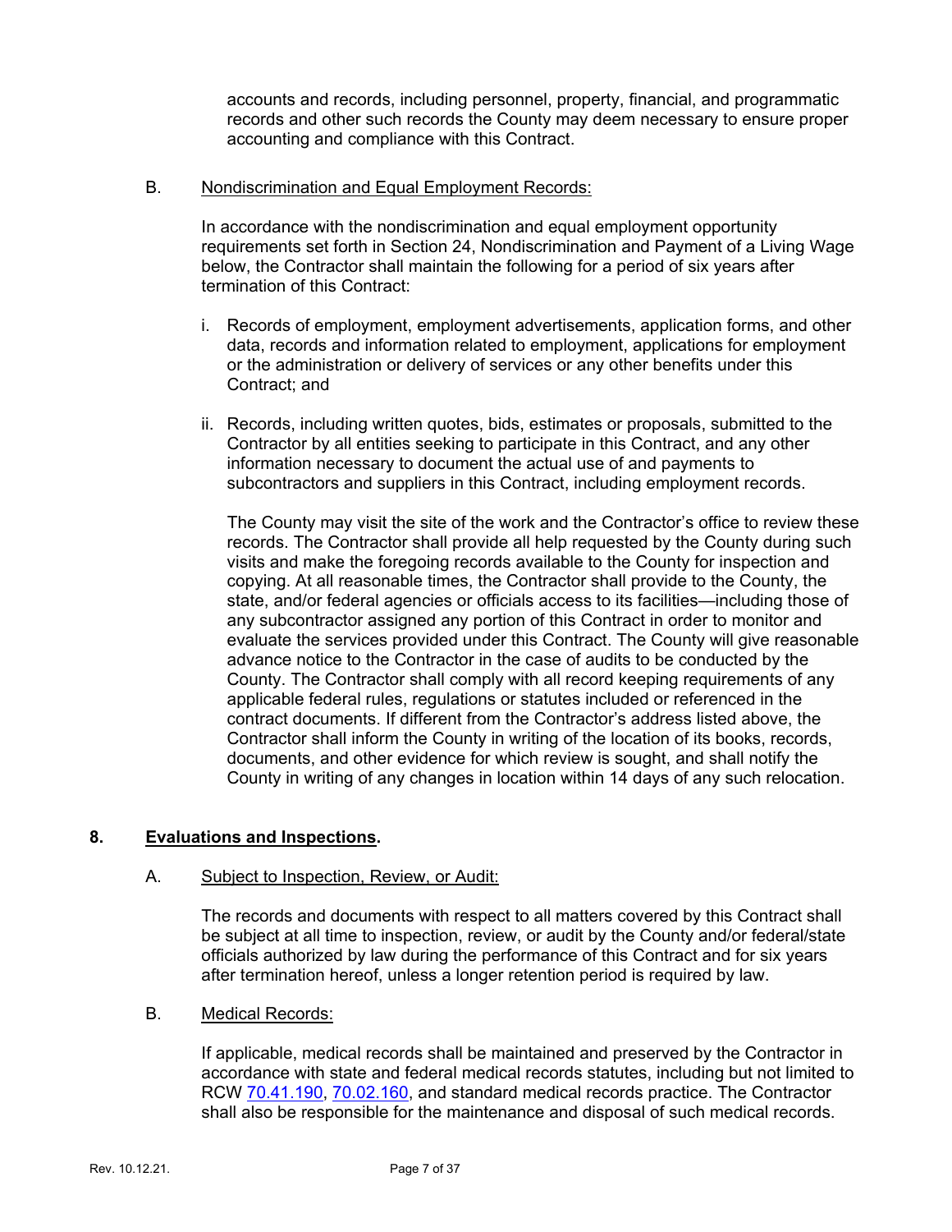accounts and records, including personnel, property, financial, and programmatic records and other such records the County may deem necessary to ensure proper accounting and compliance with this Contract.

B. Nondiscrimination and Equal Employment Records:

In accordance with the nondiscrimination and equal employment opportunity requirements set forth in Section 24, Nondiscrimination and Payment of a Living Wage below, the Contractor shall maintain the following for a period of six years after termination of this Contract:

i. Records of employment, employment advertisements, application forms, and other data, records and information related to employment, applications for employment or the administration or delivery of services or any other benefits under this Contract; and

ii. Records, including written quotes, bids, estimates or proposals, submitted to the Contractor by all entities seeking to participate in this Contract, and any other information necessary to document the actual use of and payments to subcontractors and suppliers in this Contract, including employment records.

The County may visit the site of the work and the Contractor's office to review these records. The Contractor shall provide all help requested by the County during such visits and make the foregoing records available to the County for inspection and copying. At all reasonable times, the Contractor shall provide to the County, the state, and/or federal agencies or officials access to its facilities—including those of any subcontractor assigned any portion of this Contract in order to monitor and evaluate the services provided under this Contract. The County will give reasonable advance notice to the Contractor in the case of audits to be conducted by the County. The Contractor shall comply with all record keeping requirements of any applicable federal rules, regulations or statutes included or referenced in the contract documents. If different from the Contractor's address listed above, the Contractor shall inform the County in writing of the location of its books, records, documents, and other evidence for which review is sought, and shall notify the County in writing of any changes in location within 14 days of any such relocation.

## 8. **Evaluations and Inspections.**

A. Subject to Inspection, Review, or Audit:

The records and documents with respect to all matters covered by this Contract shall be subject at all time to inspection, review, or audit by the County and/or federal/state officials authorized by law during the performance of this Contract and for six years after termination hereof, unless a longer retention period is required by law.

B. Medical Records:

If applicable, medical records shall be maintained and preserved by the Contractor in accordance with state and federal medical records statutes, including but not limited to RCW 70.41.190, 70.02.160, and standard medical records practice. The Contractor shall also be responsible for the maintenance and disposal of such medical records.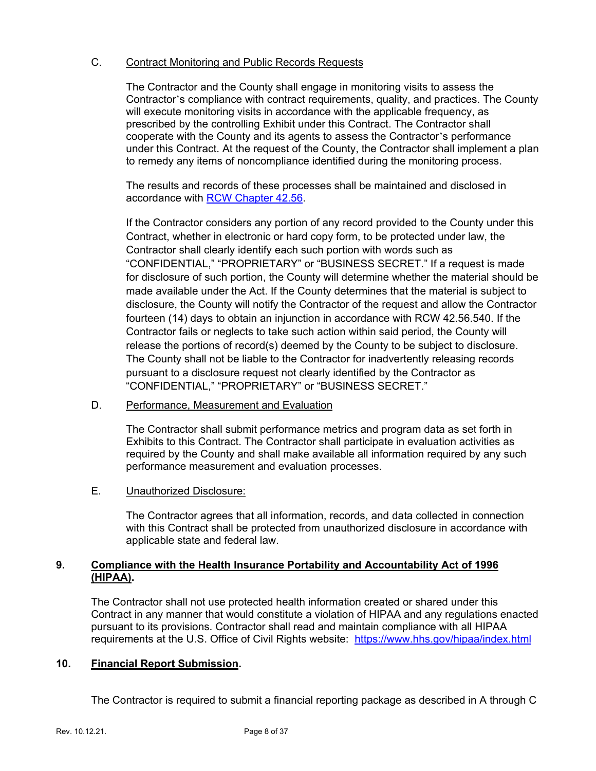C. Contract Monitoring and Public Records Requests

The Contractor and the County shall engage in monitoring visits to assess the Contractor's compliance with contract requirements, quality, and practices. The County will execute monitoring visits in accordance with the applicable frequency, as prescribed by the controlling Exhibit under this Contract. The Contractor shall cooperate with the County and its agents to assess the Contractor's performance under this Contract. At the request of the County, the Contractor shall implement a plan to remedy any items of noncompliance identified during the monitoring process.

The results and records of these processes shall be maintained and disclosed in accordance with [RCW Chapter 42.56](RCW Chapter 42.56).

If the Contractor considers any portion of any record provided to the County under this Contract, whether in electronic or hard copy form, to be protected under law, the Contractor shall clearly identify each such portion with words such as "CONFIDENTIAL," "PROPRIETARY" or "BUSINESS SECRET." If a request is made for disclosure of such portion, the County will determine whether the material should be made available under the Act. If the County determines that the material is subject to disclosure, the County will notify the Contractor of the request and allow the Contractor fourteen (14) days to obtain an injunction in accordance with RCW 42.56.540. If the Contractor fails or neglects to take such action within said period, the County will release the portions of record(s) deemed by the County to be subject to disclosure. The County shall not be liable to the Contractor for inadvertently releasing records pursuant to a disclosure request not clearly identified by the Contractor as "CONFIDENTIAL," "PROPRIETARY" or "BUSINESS SECRET."

D. Performance, Measurement and Evaluation

The Contractor shall submit performance metrics and program data as set forth in Exhibits to this Contract. The Contractor shall participate in evaluation activities as required by the County and shall make available all information required by any such performance measurement and evaluation processes.

E. Unauthorized Disclosure:

The Contractor agrees that all information, records, and data collected in connection with this Contract shall be protected from unauthorized disclosure in accordance with applicable state and federal law.

**9. Compliance with the Health Insurance Portability and Accountability Act of 1996 (HIPAA).**

The Contractor shall not use protected health information created or shared under this Contract in any manner that would constitute a violation of HIPAA and any regulations enacted pursuant to its provisions. Contractor shall read and maintain compliance with all HIPAA requirements at the U.S. Office of Civil Rights website: https://www.hhs.gov/hipaa/index.html

**10. Financial Report Submission.**

The Contractor is required to submit a financial reporting package as described in A through C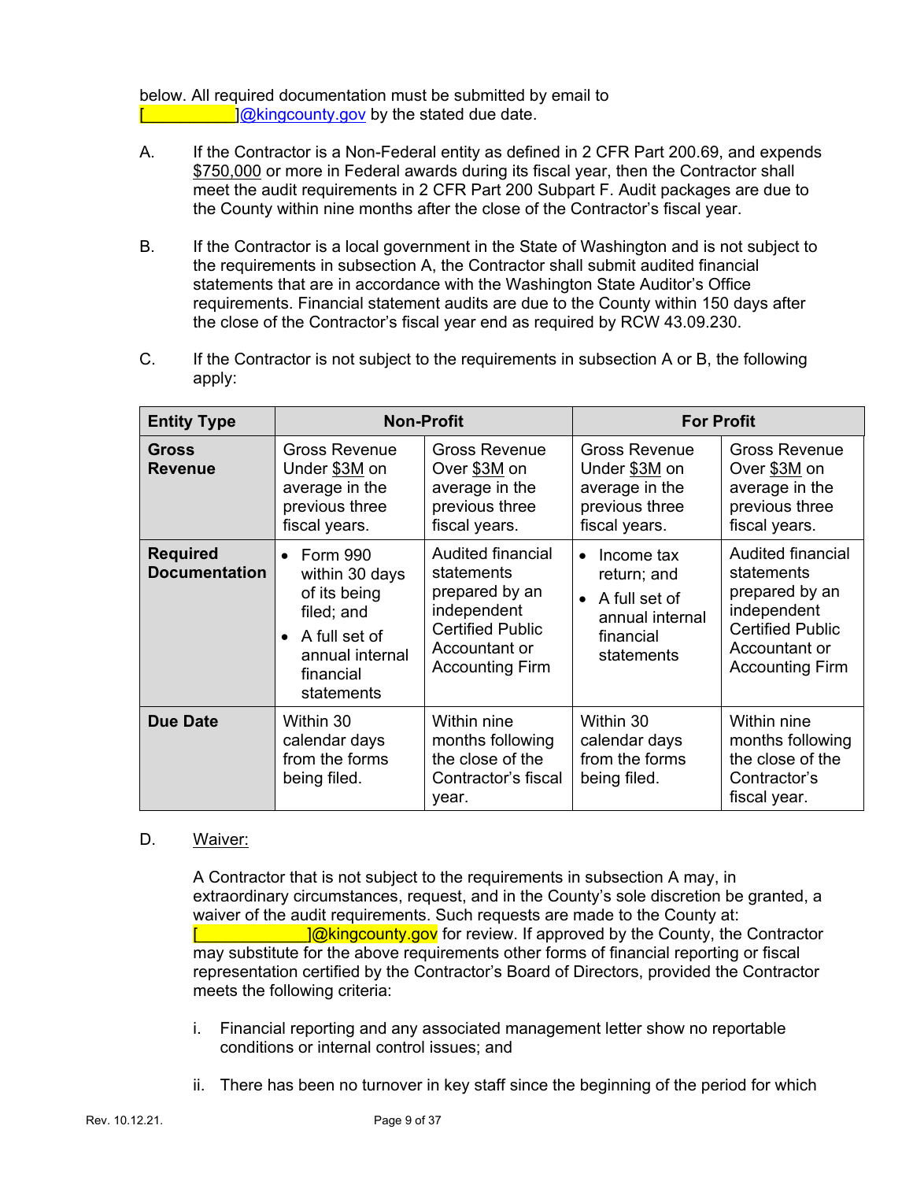below. All required documentation must be submitted by email to [__________]@kingcounty.gov by the stated due date.

A. If the Contractor is a Non-Federal entity as defined in 2 CFR Part 200.69, and expends $750,000 or more in Federal awards during its fiscal year, then the Contractor shall meet the audit requirements in 2 CFR Part 200 Subpart F. Audit packages are due to the County within nine months after the close of the Contractor's fiscal year.

B. If the Contractor is a local government in the State of Washington and is not subject to the requirements in subsection A, the Contractor shall submit audited financial statements that are in accordance with the Washington State Auditor's Office requirements. Financial statement audits are due to the County within 150 days after the close of the Contractor's fiscal year end as required by RCW 43.09.230.

C. If the Contractor is not subject to the requirements in subsection A or B, the following apply:

| Entity Type | Non-Profit | | For Profit | |
|---|---|---|---|---|
| **Gross Revenue** | Gross Revenue Under $3M on average in the previous three fiscal years. | Gross Revenue Over $3M on average in the previous three fiscal years. | Gross Revenue Under $3M on average in the previous three fiscal years. | Gross Revenue Over $3M on average in the previous three fiscal years. |
| **Required Documentation** | • Form 990 within 30 days of its being filed; and<br>• A full set of annual internal financial statements | Audited financial statements prepared by an independent Certified Public Accountant or Accounting Firm | • Income tax return; and<br>• A full set of annual internal financial statements | Audited financial statements prepared by an independent Certified Public Accountant or Accounting Firm |
| **Due Date** | Within 30 calendar days from the forms being filed. | Within nine months following the close of the Contractor's fiscal year. | Within 30 calendar days from the forms being filed. | Within nine months following the close of the Contractor's fiscal year. |

D. Waiver:

A Contractor that is not subject to the requirements in subsection A may, in extraordinary circumstances, request, and in the County's sole discretion be granted, a waiver of the audit requirements. Such requests are made to the County at: [____________]@kingcounty.gov for review. If approved by the County, the Contractor may substitute for the above requirements other forms of financial reporting or fiscal representation certified by the Contractor's Board of Directors, provided the Contractor meets the following criteria:

i. Financial reporting and any associated management letter show no reportable conditions or internal control issues; and

ii. There has been no turnover in key staff since the beginning of the period for which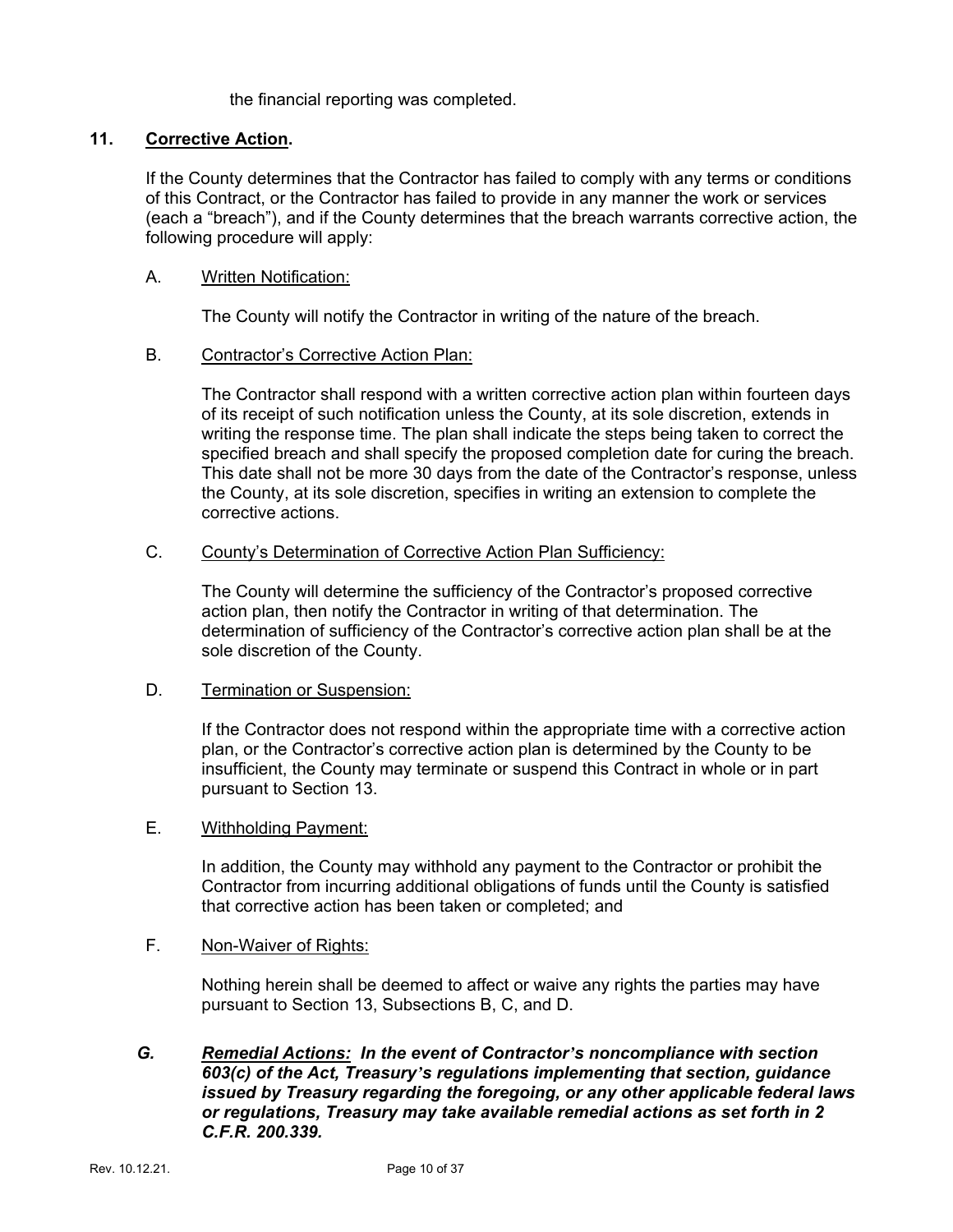the financial reporting was completed.

## 11. <u>Corrective Action</u>.

If the County determines that the Contractor has failed to comply with any terms or conditions of this Contract, or the Contractor has failed to provide in any manner the work or services (each a "breach"), and if the County determines that the breach warrants corrective action, the following procedure will apply:

A. <u>Written Notification:</u>

The County will notify the Contractor in writing of the nature of the breach.

B. <u>Contractor's Corrective Action Plan:</u>

The Contractor shall respond with a written corrective action plan within fourteen days of its receipt of such notification unless the County, at its sole discretion, extends in writing the response time. The plan shall indicate the steps being taken to correct the specified breach and shall specify the proposed completion date for curing the breach. This date shall not be more 30 days from the date of the Contractor's response, unless the County, at its sole discretion, specifies in writing an extension to complete the corrective actions.

C. <u>County's Determination of Corrective Action Plan Sufficiency:</u>

The County will determine the sufficiency of the Contractor's proposed corrective action plan, then notify the Contractor in writing of that determination. The determination of sufficiency of the Contractor's corrective action plan shall be at the sole discretion of the County.

D. <u>Termination or Suspension:</u>

If the Contractor does not respond within the appropriate time with a corrective action plan, or the Contractor's corrective action plan is determined by the County to be insufficient, the County may terminate or suspend this Contract in whole or in part pursuant to Section 13.

E. <u>Withholding Payment:</u>

In addition, the County may withhold any payment to the Contractor or prohibit the Contractor from incurring additional obligations of funds until the County is satisfied that corrective action has been taken or completed; and

F. <u>Non-Waiver of Rights:</u>

Nothing herein shall be deemed to affect or waive any rights the parties may have pursuant to Section 13, Subsections B, C, and D.

***G. <u>Remedial Actions:</u> In the event of Contractor's noncompliance with section 603(c) of the Act, Treasury's regulations implementing that section, guidance issued by Treasury regarding the foregoing, or any other applicable federal laws or regulations, Treasury may take available remedial actions as set forth in 2 C.F.R. 200.339.***

Rev. 10.12.21.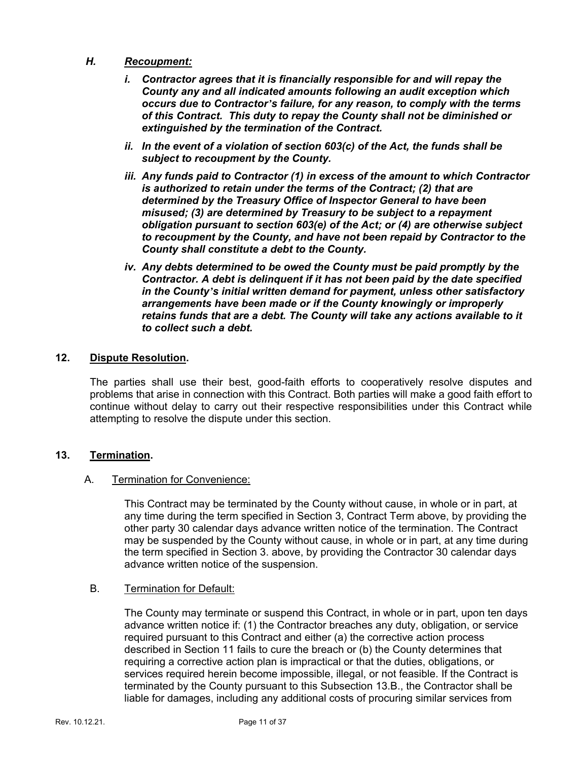### *H. Recoupment:*

***i. Contractor agrees that it is financially responsible for and will repay the County any and all indicated amounts following an audit exception which occurs due to Contractor's failure, for any reason, to comply with the terms of this Contract. This duty to repay the County shall not be diminished or extinguished by the termination of the Contract.***

***ii. In the event of a violation of section 603(c) of the Act, the funds shall be subject to recoupment by the County.***

***iii. Any funds paid to Contractor (1) in excess of the amount to which Contractor is authorized to retain under the terms of the Contract; (2) that are determined by the Treasury Office of Inspector General to have been misused; (3) are determined by Treasury to be subject to a repayment obligation pursuant to section 603(e) of the Act; or (4) are otherwise subject to recoupment by the County, and have not been repaid by Contractor to the County shall constitute a debt to the County.***

***iv. Any debts determined to be owed the County must be paid promptly by the Contractor. A debt is delinquent if it has not been paid by the date specified in the County's initial written demand for payment, unless other satisfactory arrangements have been made or if the County knowingly or improperly retains funds that are a debt. The County will take any actions available to it to collect such a debt.***

## 12. Dispute Resolution.

The parties shall use their best, good-faith efforts to cooperatively resolve disputes and problems that arise in connection with this Contract. Both parties will make a good faith effort to continue without delay to carry out their respective responsibilities under this Contract while attempting to resolve the dispute under this section.

## 13. Termination.

### A. Termination for Convenience:

This Contract may be terminated by the County without cause, in whole or in part, at any time during the term specified in Section 3, Contract Term above, by providing the other party 30 calendar days advance written notice of the termination. The Contract may be suspended by the County without cause, in whole or in part, at any time during the term specified in Section 3. above, by providing the Contractor 30 calendar days advance written notice of the suspension.

### B. Termination for Default:

The County may terminate or suspend this Contract, in whole or in part, upon ten days advance written notice if: (1) the Contractor breaches any duty, obligation, or service required pursuant to this Contract and either (a) the corrective action process described in Section 11 fails to cure the breach or (b) the County determines that requiring a corrective action plan is impractical or that the duties, obligations, or services required herein become impossible, illegal, or not feasible. If the Contract is terminated by the County pursuant to this Subsection 13.B., the Contractor shall be liable for damages, including any additional costs of procuring similar services from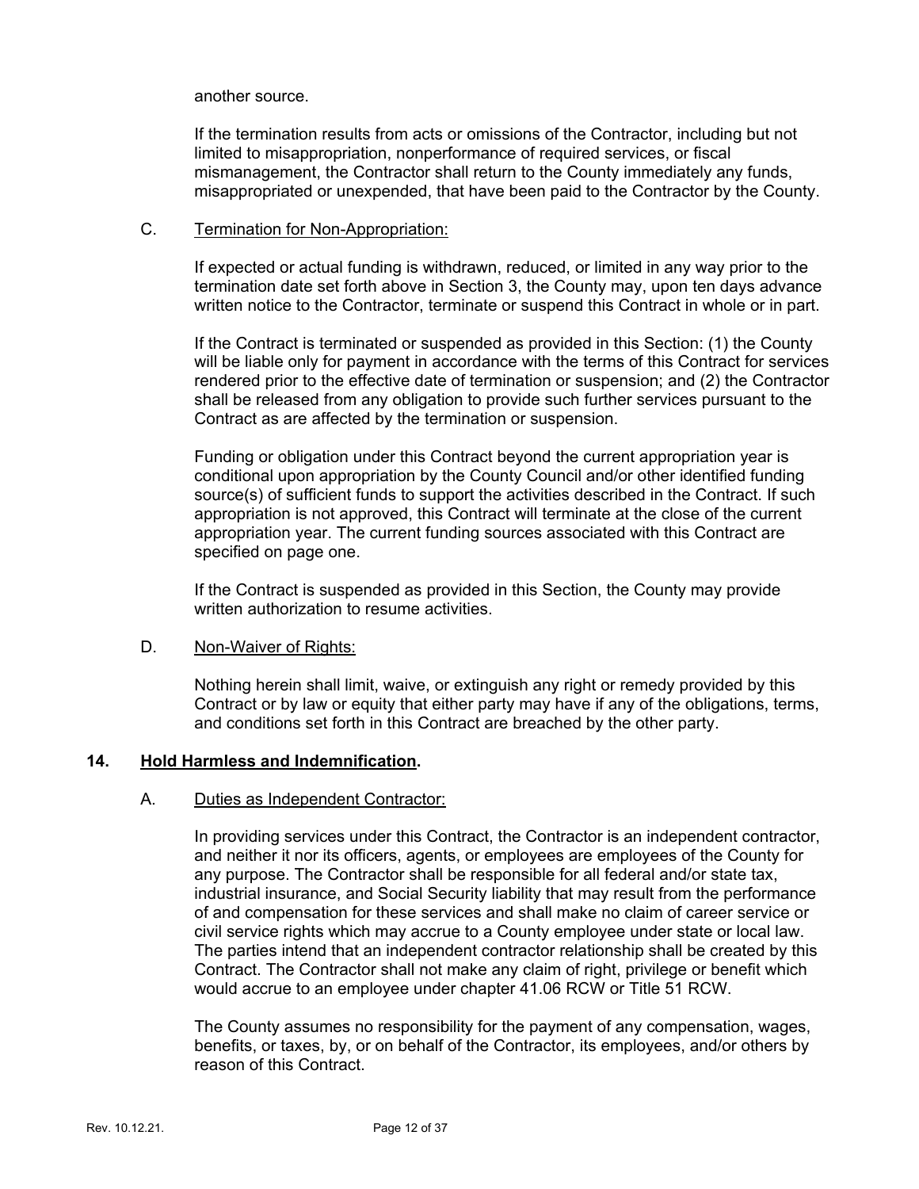another source.

If the termination results from acts or omissions of the Contractor, including but not limited to misappropriation, nonperformance of required services, or fiscal mismanagement, the Contractor shall return to the County immediately any funds, misappropriated or unexpended, that have been paid to the Contractor by the County.

C. Termination for Non-Appropriation:

If expected or actual funding is withdrawn, reduced, or limited in any way prior to the termination date set forth above in Section 3, the County may, upon ten days advance written notice to the Contractor, terminate or suspend this Contract in whole or in part.

If the Contract is terminated or suspended as provided in this Section: (1) the County will be liable only for payment in accordance with the terms of this Contract for services rendered prior to the effective date of termination or suspension; and (2) the Contractor shall be released from any obligation to provide such further services pursuant to the Contract as are affected by the termination or suspension.

Funding or obligation under this Contract beyond the current appropriation year is conditional upon appropriation by the County Council and/or other identified funding source(s) of sufficient funds to support the activities described in the Contract. If such appropriation is not approved, this Contract will terminate at the close of the current appropriation year. The current funding sources associated with this Contract are specified on page one.

If the Contract is suspended as provided in this Section, the County may provide written authorization to resume activities.

D. Non-Waiver of Rights:

Nothing herein shall limit, waive, or extinguish any right or remedy provided by this Contract or by law or equity that either party may have if any of the obligations, terms, and conditions set forth in this Contract are breached by the other party.

## 14. Hold Harmless and Indemnification.

A. Duties as Independent Contractor:

In providing services under this Contract, the Contractor is an independent contractor, and neither it nor its officers, agents, or employees are employees of the County for any purpose. The Contractor shall be responsible for all federal and/or state tax, industrial insurance, and Social Security liability that may result from the performance of and compensation for these services and shall make no claim of career service or civil service rights which may accrue to a County employee under state or local law. The parties intend that an independent contractor relationship shall be created by this Contract. The Contractor shall not make any claim of right, privilege or benefit which would accrue to an employee under chapter 41.06 RCW or Title 51 RCW.

The County assumes no responsibility for the payment of any compensation, wages, benefits, or taxes, by, or on behalf of the Contractor, its employees, and/or others by reason of this Contract.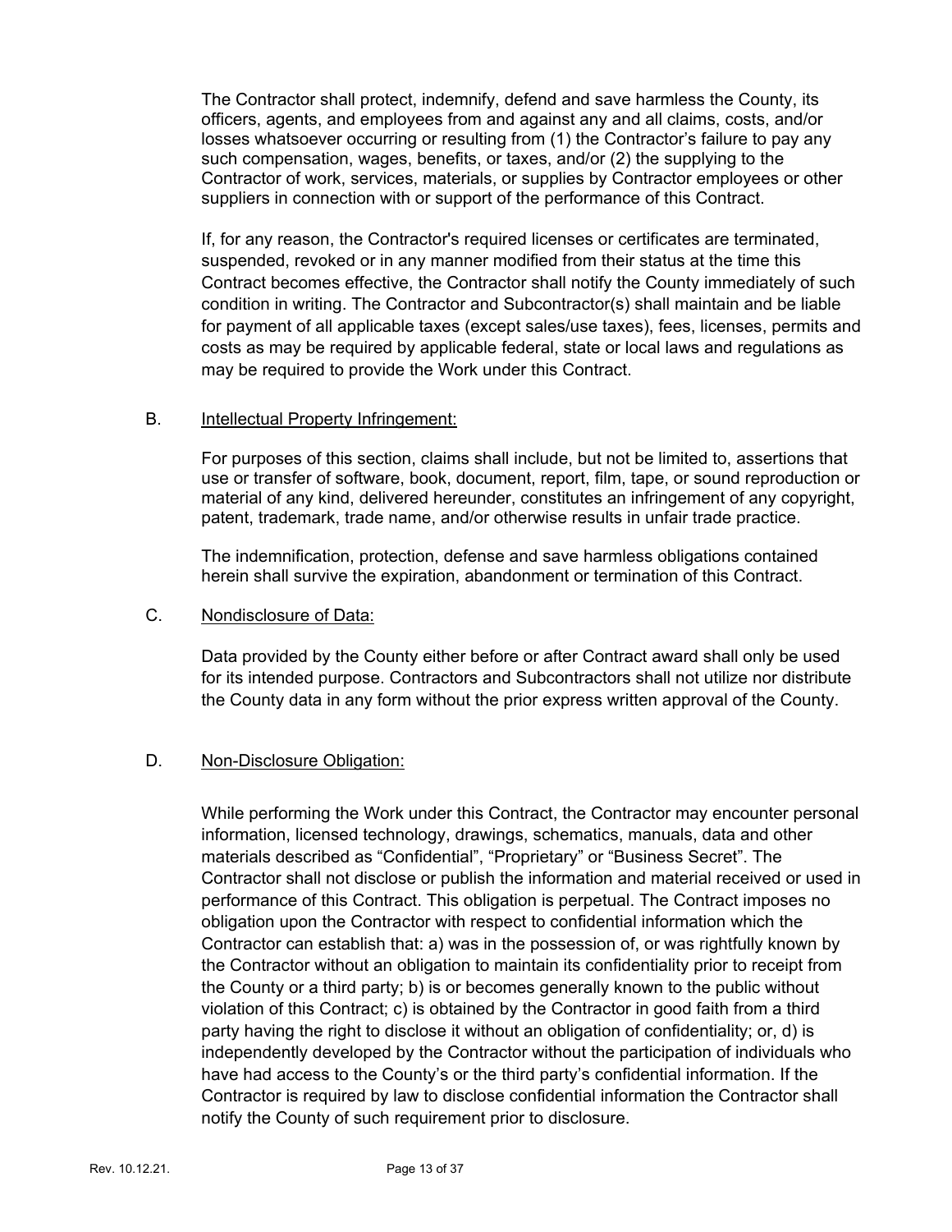The Contractor shall protect, indemnify, defend and save harmless the County, its officers, agents, and employees from and against any and all claims, costs, and/or losses whatsoever occurring or resulting from (1) the Contractor's failure to pay any such compensation, wages, benefits, or taxes, and/or (2) the supplying to the Contractor of work, services, materials, or supplies by Contractor employees or other suppliers in connection with or support of the performance of this Contract.

If, for any reason, the Contractor's required licenses or certificates are terminated, suspended, revoked or in any manner modified from their status at the time this Contract becomes effective, the Contractor shall notify the County immediately of such condition in writing. The Contractor and Subcontractor(s) shall maintain and be liable for payment of all applicable taxes (except sales/use taxes), fees, licenses, permits and costs as may be required by applicable federal, state or local laws and regulations as may be required to provide the Work under this Contract.

B. <u>Intellectual Property Infringement:</u>

For purposes of this section, claims shall include, but not be limited to, assertions that use or transfer of software, book, document, report, film, tape, or sound reproduction or material of any kind, delivered hereunder, constitutes an infringement of any copyright, patent, trademark, trade name, and/or otherwise results in unfair trade practice.

The indemnification, protection, defense and save harmless obligations contained herein shall survive the expiration, abandonment or termination of this Contract.

C. <u>Nondisclosure of Data:</u>

Data provided by the County either before or after Contract award shall only be used for its intended purpose. Contractors and Subcontractors shall not utilize nor distribute the County data in any form without the prior express written approval of the County.

D. <u>Non-Disclosure Obligation:</u>

While performing the Work under this Contract, the Contractor may encounter personal information, licensed technology, drawings, schematics, manuals, data and other materials described as "Confidential", "Proprietary" or "Business Secret". The Contractor shall not disclose or publish the information and material received or used in performance of this Contract. This obligation is perpetual. The Contract imposes no obligation upon the Contractor with respect to confidential information which the Contractor can establish that: a) was in the possession of, or was rightfully known by the Contractor without an obligation to maintain its confidentiality prior to receipt from the County or a third party; b) is or becomes generally known to the public without violation of this Contract; c) is obtained by the Contractor in good faith from a third party having the right to disclose it without an obligation of confidentiality; or, d) is independently developed by the Contractor without the participation of individuals who have had access to the County's or the third party's confidential information. If the Contractor is required by law to disclose confidential information the Contractor shall notify the County of such requirement prior to disclosure.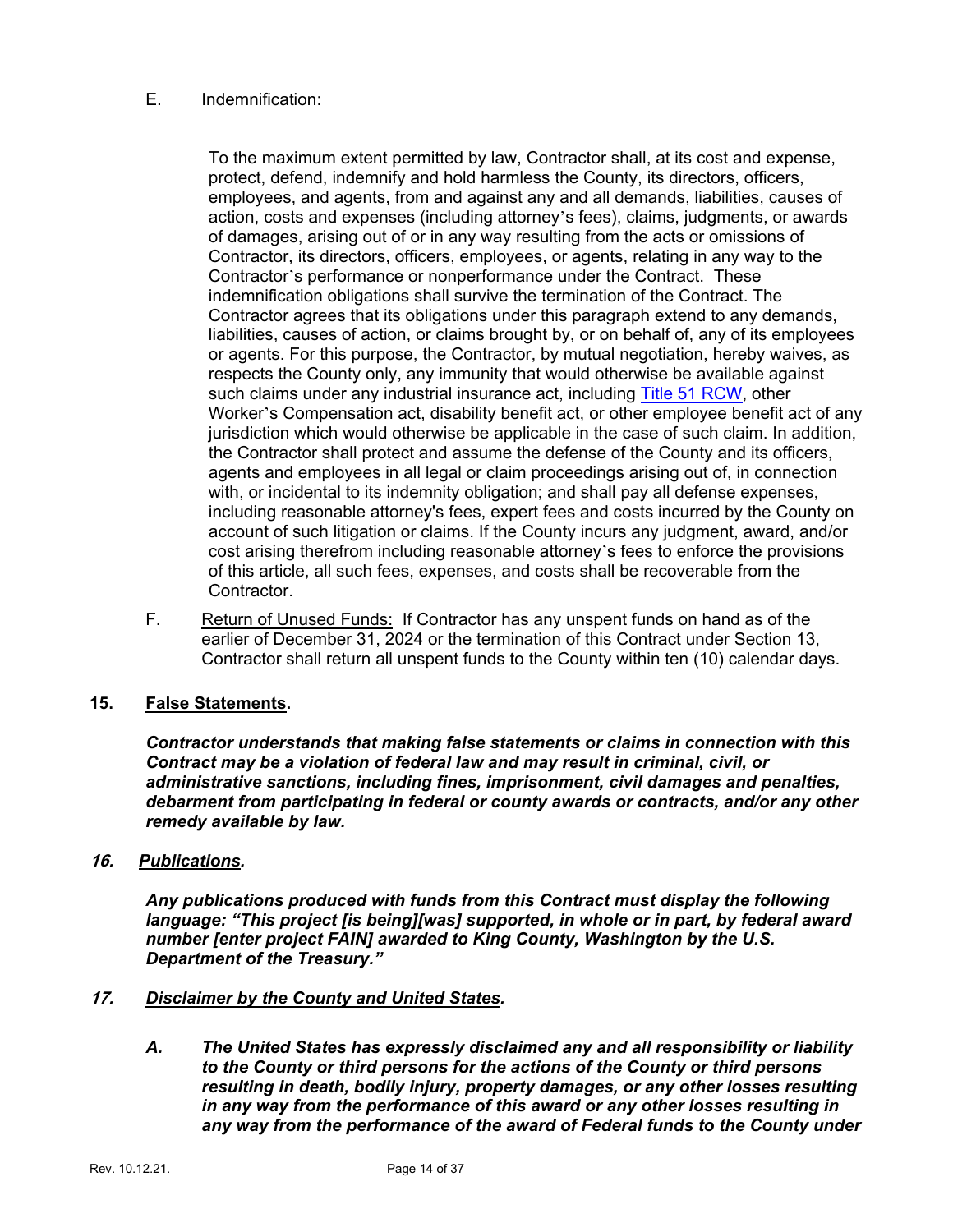E. Indemnification:

To the maximum extent permitted by law, Contractor shall, at its cost and expense, protect, defend, indemnify and hold harmless the County, its directors, officers, employees, and agents, from and against any and all demands, liabilities, causes of action, costs and expenses (including attorney's fees), claims, judgments, or awards of damages, arising out of or in any way resulting from the acts or omissions of Contractor, its directors, officers, employees, or agents, relating in any way to the Contractor's performance or nonperformance under the Contract. These indemnification obligations shall survive the termination of the Contract. The Contractor agrees that its obligations under this paragraph extend to any demands, liabilities, causes of action, or claims brought by, or on behalf of, any of its employees or agents. For this purpose, the Contractor, by mutual negotiation, hereby waives, as respects the County only, any immunity that would otherwise be available against such claims under any industrial insurance act, including Title 51 RCW, other Worker's Compensation act, disability benefit act, or other employee benefit act of any jurisdiction which would otherwise be applicable in the case of such claim. In addition, the Contractor shall protect and assume the defense of the County and its officers, agents and employees in all legal or claim proceedings arising out of, in connection with, or incidental to its indemnity obligation; and shall pay all defense expenses, including reasonable attorney's fees, expert fees and costs incurred by the County on account of such litigation or claims. If the County incurs any judgment, award, and/or cost arising therefrom including reasonable attorney's fees to enforce the provisions of this article, all such fees, expenses, and costs shall be recoverable from the Contractor.

F. Return of Unused Funds: If Contractor has any unspent funds on hand as of the earlier of December 31, 2024 or the termination of this Contract under Section 13, Contractor shall return all unspent funds to the County within ten (10) calendar days.

## 15. False Statements.

***Contractor understands that making false statements or claims in connection with this Contract may be a violation of federal law and may result in criminal, civil, or administrative sanctions, including fines, imprisonment, civil damages and penalties, debarment from participating in federal or county awards or contracts, and/or any other remedy available by law.***

## *16. Publications.*

***Any publications produced with funds from this Contract must display the following language: "This project [is being][was] supported, in whole or in part, by federal award number [enter project FAIN] awarded to King County, Washington by the U.S. Department of the Treasury."***

## *17. Disclaimer by the County and United States.*

***A. The United States has expressly disclaimed any and all responsibility or liability to the County or third persons for the actions of the County or third persons resulting in death, bodily injury, property damages, or any other losses resulting in any way from the performance of this award or any other losses resulting in any way from the performance of the award of Federal funds to the County under***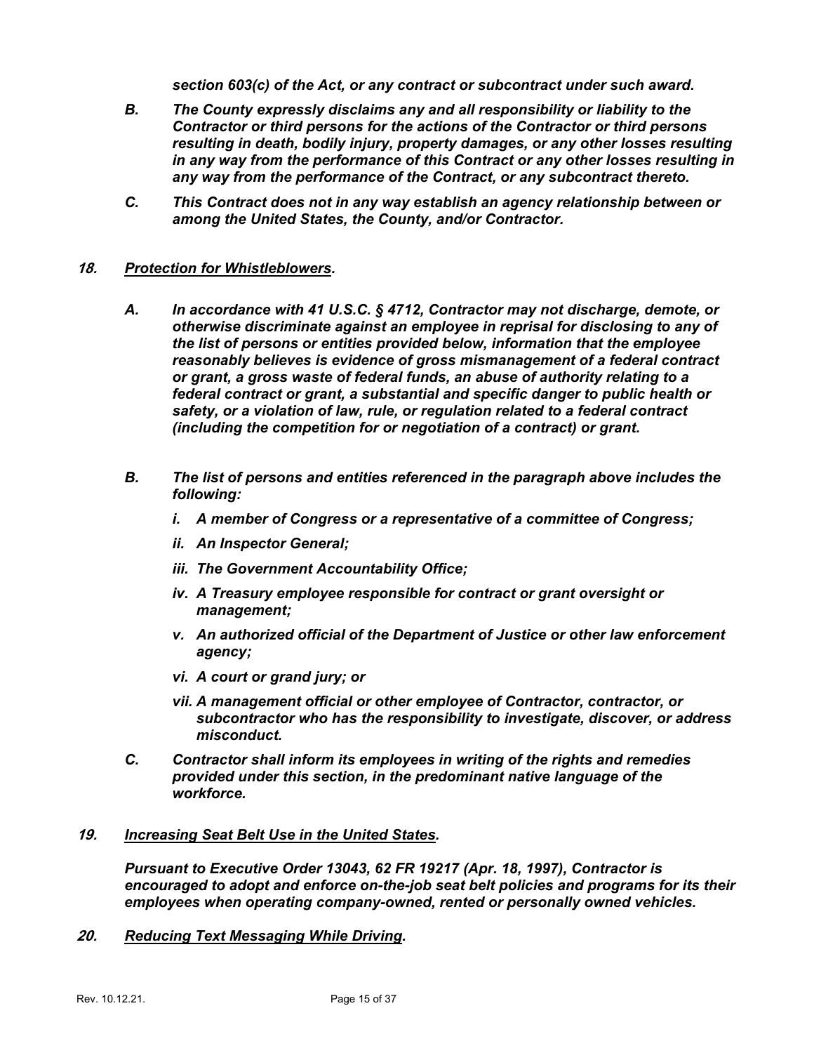***section 603(c) of the Act, or any contract or subcontract under such award.***

***B. The County expressly disclaims any and all responsibility or liability to the Contractor or third persons for the actions of the Contractor or third persons resulting in death, bodily injury, property damages, or any other losses resulting in any way from the performance of this Contract or any other losses resulting in any way from the performance of the Contract, or any subcontract thereto.***

***C. This Contract does not in any way establish an agency relationship between or among the United States, the County, and/or Contractor.***

## ***18. <u>Protection for Whistleblowers</u>.***

***A. In accordance with 41 U.S.C. § 4712, Contractor may not discharge, demote, or otherwise discriminate against an employee in reprisal for disclosing to any of the list of persons or entities provided below, information that the employee reasonably believes is evidence of gross mismanagement of a federal contract or grant, a gross waste of federal funds, an abuse of authority relating to a federal contract or grant, a substantial and specific danger to public health or safety, or a violation of law, rule, or regulation related to a federal contract (including the competition for or negotiation of a contract) or grant.***

***B. The list of persons and entities referenced in the paragraph above includes the following:***

- ***i. A member of Congress or a representative of a committee of Congress;***
- ***ii. An Inspector General;***
- ***iii. The Government Accountability Office;***
- ***iv. A Treasury employee responsible for contract or grant oversight or management;***
- ***v. An authorized official of the Department of Justice or other law enforcement agency;***
- ***vi. A court or grand jury; or***
- ***vii. A management official or other employee of Contractor, contractor, or subcontractor who has the responsibility to investigate, discover, or address misconduct.***

***C. Contractor shall inform its employees in writing of the rights and remedies provided under this section, in the predominant native language of the workforce.***

## ***19. <u>Increasing Seat Belt Use in the United States</u>.***

***Pursuant to Executive Order 13043, 62 FR 19217 (Apr. 18, 1997), Contractor is encouraged to adopt and enforce on-the-job seat belt policies and programs for its their employees when operating company-owned, rented or personally owned vehicles.***

## ***20. <u>Reducing Text Messaging While Driving</u>.***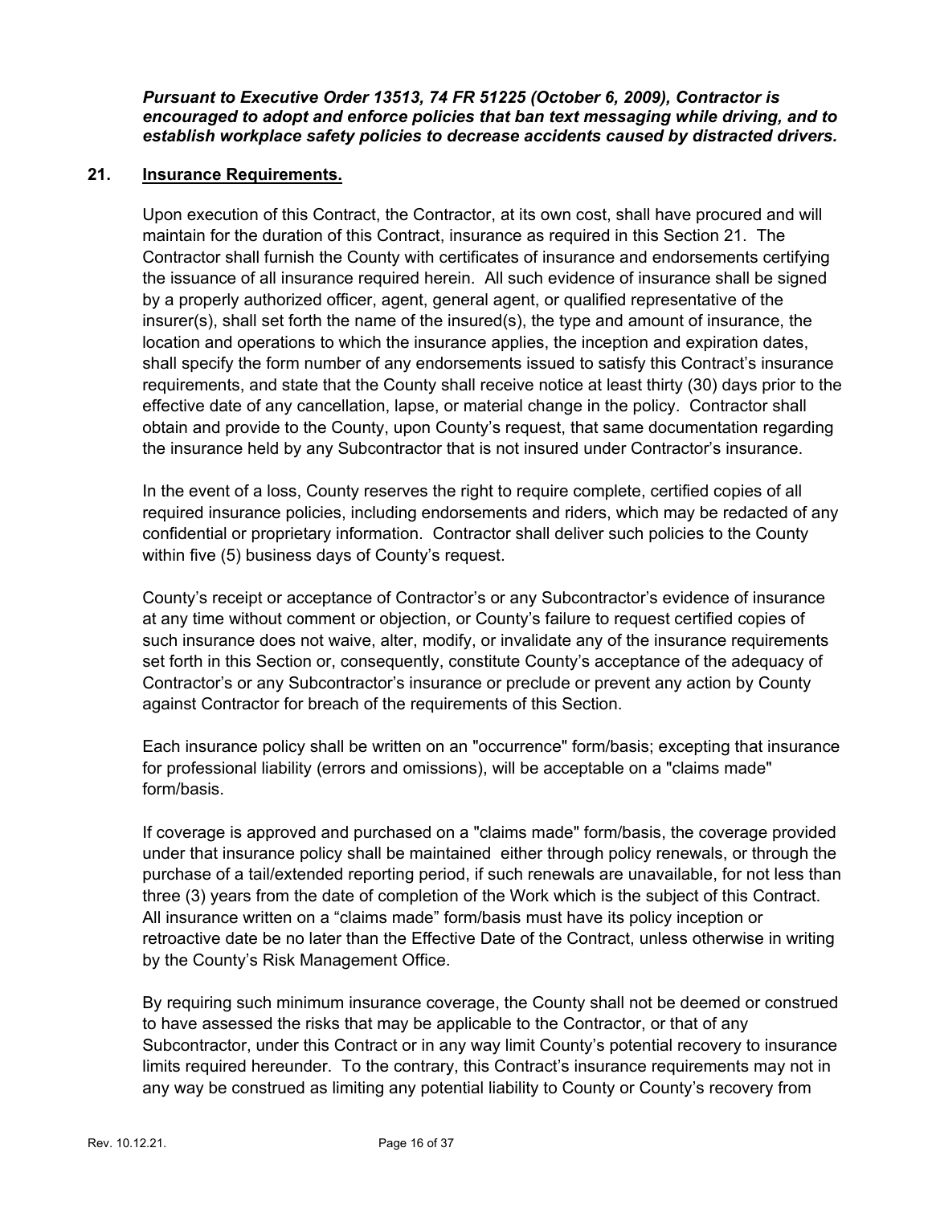***Pursuant to Executive Order 13513, 74 FR 51225 (October 6, 2009), Contractor is encouraged to adopt and enforce policies that ban text messaging while driving, and to establish workplace safety policies to decrease accidents caused by distracted drivers.***

## 21. Insurance Requirements.

Upon execution of this Contract, the Contractor, at its own cost, shall have procured and will maintain for the duration of this Contract, insurance as required in this Section 21. The Contractor shall furnish the County with certificates of insurance and endorsements certifying the issuance of all insurance required herein. All such evidence of insurance shall be signed by a properly authorized officer, agent, general agent, or qualified representative of the insurer(s), shall set forth the name of the insured(s), the type and amount of insurance, the location and operations to which the insurance applies, the inception and expiration dates, shall specify the form number of any endorsements issued to satisfy this Contract's insurance requirements, and state that the County shall receive notice at least thirty (30) days prior to the effective date of any cancellation, lapse, or material change in the policy. Contractor shall obtain and provide to the County, upon County's request, that same documentation regarding the insurance held by any Subcontractor that is not insured under Contractor's insurance.

In the event of a loss, County reserves the right to require complete, certified copies of all required insurance policies, including endorsements and riders, which may be redacted of any confidential or proprietary information. Contractor shall deliver such policies to the County within five (5) business days of County's request.

County's receipt or acceptance of Contractor's or any Subcontractor's evidence of insurance at any time without comment or objection, or County's failure to request certified copies of such insurance does not waive, alter, modify, or invalidate any of the insurance requirements set forth in this Section or, consequently, constitute County's acceptance of the adequacy of Contractor's or any Subcontractor's insurance or preclude or prevent any action by County against Contractor for breach of the requirements of this Section.

Each insurance policy shall be written on an "occurrence" form/basis; excepting that insurance for professional liability (errors and omissions), will be acceptable on a "claims made" form/basis.

If coverage is approved and purchased on a "claims made" form/basis, the coverage provided under that insurance policy shall be maintained either through policy renewals, or through the purchase of a tail/extended reporting period, if such renewals are unavailable, for not less than three (3) years from the date of completion of the Work which is the subject of this Contract. All insurance written on a "claims made" form/basis must have its policy inception or retroactive date be no later than the Effective Date of the Contract, unless otherwise in writing by the County's Risk Management Office.

By requiring such minimum insurance coverage, the County shall not be deemed or construed to have assessed the risks that may be applicable to the Contractor, or that of any Subcontractor, under this Contract or in any way limit County's potential recovery to insurance limits required hereunder. To the contrary, this Contract's insurance requirements may not in any way be construed as limiting any potential liability to County or County's recovery from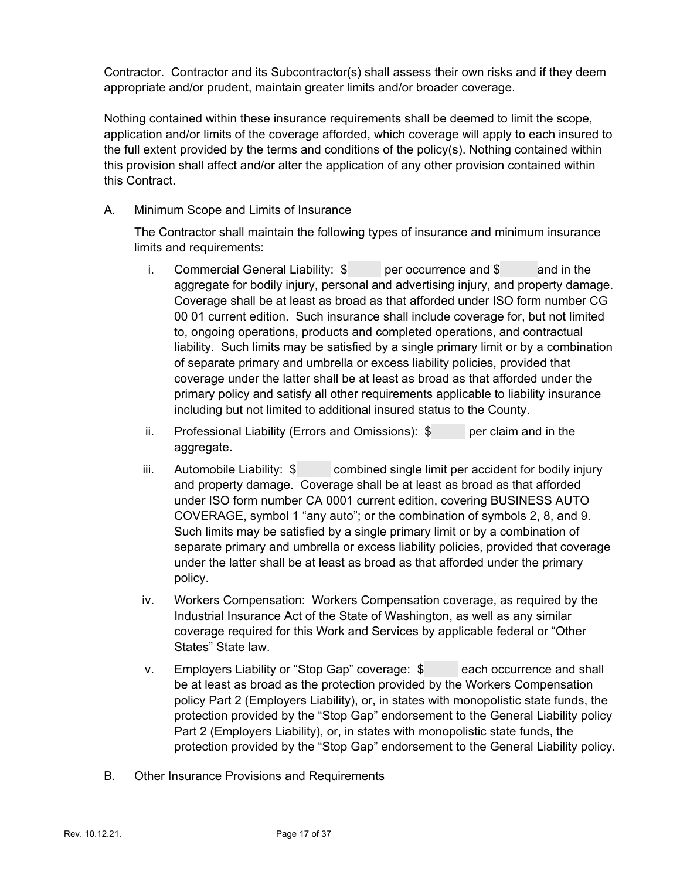Contractor. Contractor and its Subcontractor(s) shall assess their own risks and if they deem appropriate and/or prudent, maintain greater limits and/or broader coverage.

Nothing contained within these insurance requirements shall be deemed to limit the scope, application and/or limits of the coverage afforded, which coverage will apply to each insured to the full extent provided by the terms and conditions of the policy(s). Nothing contained within this provision shall affect and/or alter the application of any other provision contained within this Contract.

A. Minimum Scope and Limits of Insurance

The Contractor shall maintain the following types of insurance and minimum insurance limits and requirements:

i. Commercial General Liability: $ per occurrence and $ and in the aggregate for bodily injury, personal and advertising injury, and property damage. Coverage shall be at least as broad as that afforded under ISO form number CG 00 01 current edition. Such insurance shall include coverage for, but not limited to, ongoing operations, products and completed operations, and contractual liability. Such limits may be satisfied by a single primary limit or by a combination of separate primary and umbrella or excess liability policies, provided that coverage under the latter shall be at least as broad as that afforded under the primary policy and satisfy all other requirements applicable to liability insurance including but not limited to additional insured status to the County.

ii. Professional Liability (Errors and Omissions): $ per claim and in the aggregate.

iii. Automobile Liability: $ combined single limit per accident for bodily injury and property damage. Coverage shall be at least as broad as that afforded under ISO form number CA 0001 current edition, covering BUSINESS AUTO COVERAGE, symbol 1 "any auto"; or the combination of symbols 2, 8, and 9. Such limits may be satisfied by a single primary limit or by a combination of separate primary and umbrella or excess liability policies, provided that coverage under the latter shall be at least as broad as that afforded under the primary policy.

iv. Workers Compensation: Workers Compensation coverage, as required by the Industrial Insurance Act of the State of Washington, as well as any similar coverage required for this Work and Services by applicable federal or "Other States" State law.

v. Employers Liability or "Stop Gap" coverage: $ each occurrence and shall be at least as broad as the protection provided by the Workers Compensation policy Part 2 (Employers Liability), or, in states with monopolistic state funds, the protection provided by the "Stop Gap" endorsement to the General Liability policy Part 2 (Employers Liability), or, in states with monopolistic state funds, the protection provided by the "Stop Gap" endorsement to the General Liability policy.

B. Other Insurance Provisions and Requirements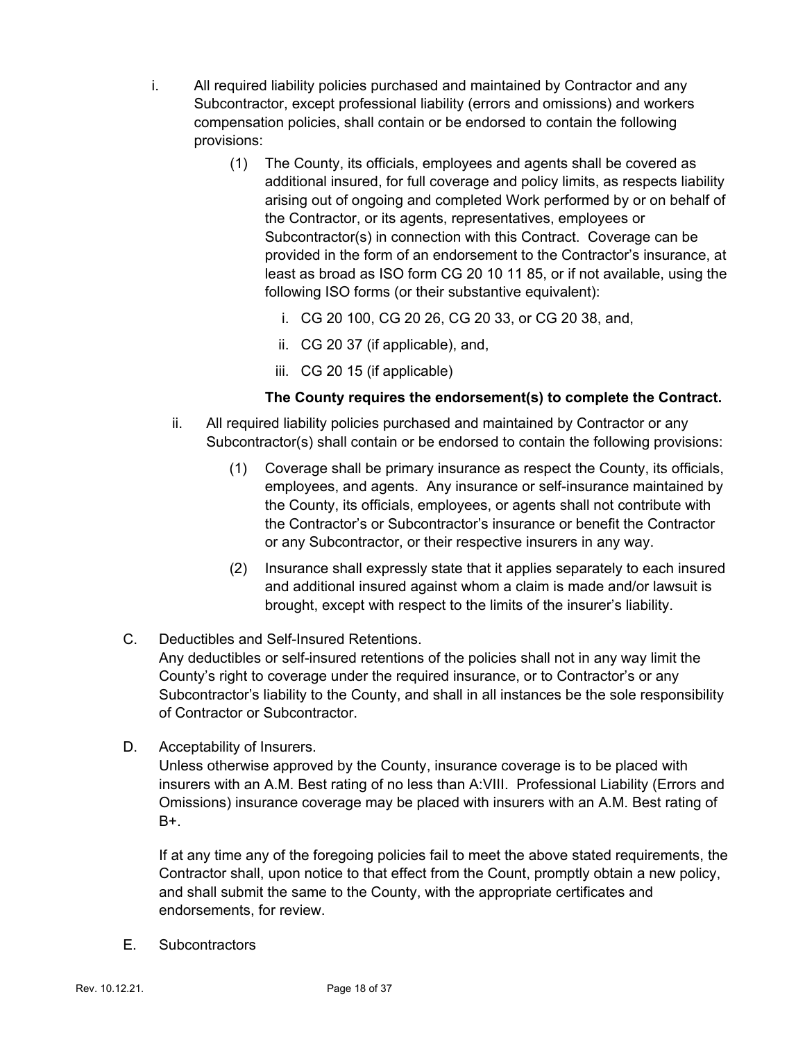i. All required liability policies purchased and maintained by Contractor and any Subcontractor, except professional liability (errors and omissions) and workers compensation policies, shall contain or be endorsed to contain the following provisions:

   (1) The County, its officials, employees and agents shall be covered as additional insured, for full coverage and policy limits, as respects liability arising out of ongoing and completed Work performed by or on behalf of the Contractor, or its agents, representatives, employees or Subcontractor(s) in connection with this Contract. Coverage can be provided in the form of an endorsement to the Contractor's insurance, at least as broad as ISO form CG 20 10 11 85, or if not available, using the following ISO forms (or their substantive equivalent):

      i. CG 20 100, CG 20 26, CG 20 33, or CG 20 38, and,

      ii. CG 20 37 (if applicable), and,

      iii. CG 20 15 (if applicable)

   **The County requires the endorsement(s) to complete the Contract.**

ii. All required liability policies purchased and maintained by Contractor or any Subcontractor(s) shall contain or be endorsed to contain the following provisions:

   (1) Coverage shall be primary insurance as respect the County, its officials, employees, and agents. Any insurance or self-insurance maintained by the County, its officials, employees, or agents shall not contribute with the Contractor's or Subcontractor's insurance or benefit the Contractor or any Subcontractor, or their respective insurers in any way.

   (2) Insurance shall expressly state that it applies separately to each insured and additional insured against whom a claim is made and/or lawsuit is brought, except with respect to the limits of the insurer's liability.

C. Deductibles and Self-Insured Retentions.
Any deductibles or self-insured retentions of the policies shall not in any way limit the County's right to coverage under the required insurance, or to Contractor's or any Subcontractor's liability to the County, and shall in all instances be the sole responsibility of Contractor or Subcontractor.

D. Acceptability of Insurers.
Unless otherwise approved by the County, insurance coverage is to be placed with insurers with an A.M. Best rating of no less than A:VIII. Professional Liability (Errors and Omissions) insurance coverage may be placed with insurers with an A.M. Best rating of B+.

If at any time any of the foregoing policies fail to meet the above stated requirements, the Contractor shall, upon notice to that effect from the Count, promptly obtain a new policy, and shall submit the same to the County, with the appropriate certificates and endorsements, for review.

E. Subcontractors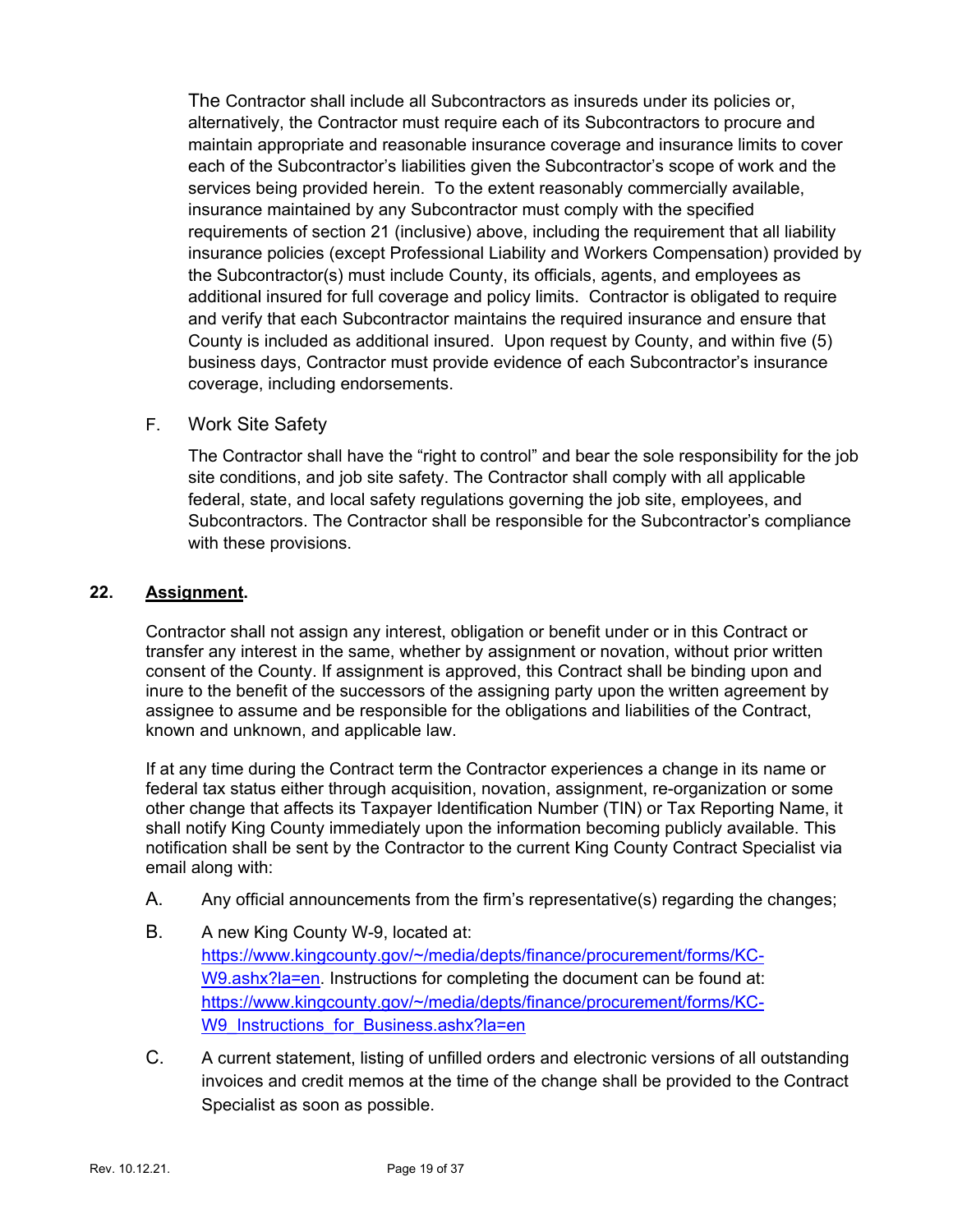The Contractor shall include all Subcontractors as insureds under its policies or, alternatively, the Contractor must require each of its Subcontractors to procure and maintain appropriate and reasonable insurance coverage and insurance limits to cover each of the Subcontractor's liabilities given the Subcontractor's scope of work and the services being provided herein. To the extent reasonably commercially available, insurance maintained by any Subcontractor must comply with the specified requirements of section 21 (inclusive) above, including the requirement that all liability insurance policies (except Professional Liability and Workers Compensation) provided by the Subcontractor(s) must include County, its officials, agents, and employees as additional insured for full coverage and policy limits. Contractor is obligated to require and verify that each Subcontractor maintains the required insurance and ensure that County is included as additional insured. Upon request by County, and within five (5) business days, Contractor must provide evidence of each Subcontractor's insurance coverage, including endorsements.

F. Work Site Safety

The Contractor shall have the "right to control" and bear the sole responsibility for the job site conditions, and job site safety. The Contractor shall comply with all applicable federal, state, and local safety regulations governing the job site, employees, and Subcontractors. The Contractor shall be responsible for the Subcontractor's compliance with these provisions.

## 22. Assignment.

Contractor shall not assign any interest, obligation or benefit under or in this Contract or transfer any interest in the same, whether by assignment or novation, without prior written consent of the County. If assignment is approved, this Contract shall be binding upon and inure to the benefit of the successors of the assigning party upon the written agreement by assignee to assume and be responsible for the obligations and liabilities of the Contract, known and unknown, and applicable law.

If at any time during the Contract term the Contractor experiences a change in its name or federal tax status either through acquisition, novation, assignment, re-organization or some other change that affects its Taxpayer Identification Number (TIN) or Tax Reporting Name, it shall notify King County immediately upon the information becoming publicly available. This notification shall be sent by the Contractor to the current King County Contract Specialist via email along with:

A. Any official announcements from the firm's representative(s) regarding the changes;

B. A new King County W-9, located at: https://www.kingcounty.gov/~/media/depts/finance/procurement/forms/KC-W9.ashx?la=en. Instructions for completing the document can be found at: https://www.kingcounty.gov/~/media/depts/finance/procurement/forms/KC-W9_Instructions_for_Business.ashx?la=en

C. A current statement, listing of unfilled orders and electronic versions of all outstanding invoices and credit memos at the time of the change shall be provided to the Contract Specialist as soon as possible.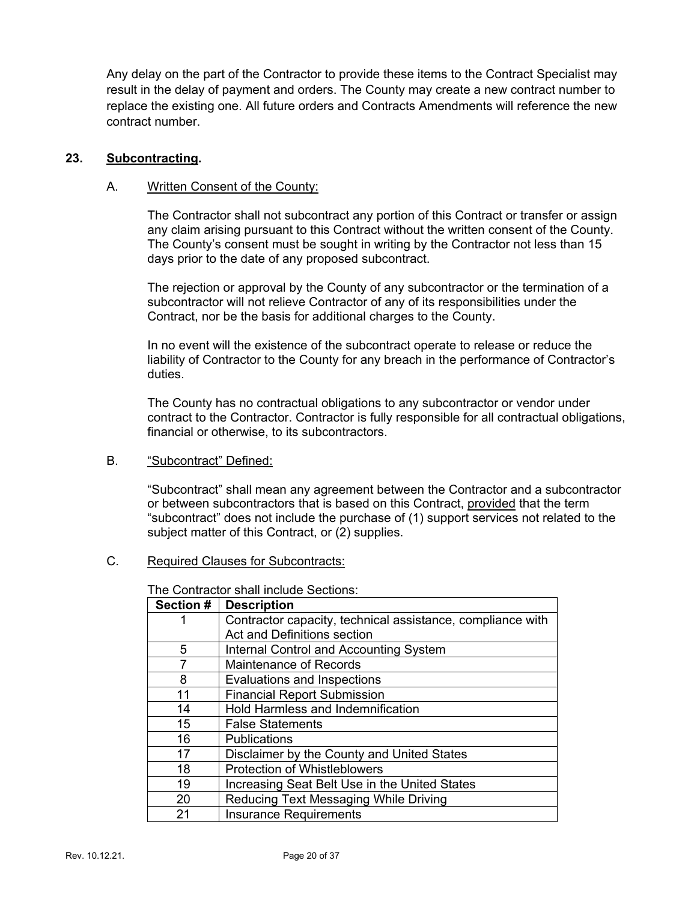Any delay on the part of the Contractor to provide these items to the Contract Specialist may result in the delay of payment and orders. The County may create a new contract number to replace the existing one. All future orders and Contracts Amendments will reference the new contract number.

## 23. Subcontracting.

### A. Written Consent of the County:

The Contractor shall not subcontract any portion of this Contract or transfer or assign any claim arising pursuant to this Contract without the written consent of the County. The County's consent must be sought in writing by the Contractor not less than 15 days prior to the date of any proposed subcontract.

The rejection or approval by the County of any subcontractor or the termination of a subcontractor will not relieve Contractor of any of its responsibilities under the Contract, nor be the basis for additional charges to the County.

In no event will the existence of the subcontract operate to release or reduce the liability of Contractor to the County for any breach in the performance of Contractor's duties.

The County has no contractual obligations to any subcontractor or vendor under contract to the Contractor. Contractor is fully responsible for all contractual obligations, financial or otherwise, to its subcontractors.

### B. "Subcontract" Defined:

"Subcontract" shall mean any agreement between the Contractor and a subcontractor or between subcontractors that is based on this Contract, provided that the term "subcontract" does not include the purchase of (1) support services not related to the subject matter of this Contract, or (2) supplies.

### C. Required Clauses for Subcontracts:

The Contractor shall include Sections:

| Section # | Description |
|---|---|
| 1 | Contractor capacity, technical assistance, compliance with Act and Definitions section |
| 5 | Internal Control and Accounting System |
| 7 | Maintenance of Records |
| 8 | Evaluations and Inspections |
| 11 | Financial Report Submission |
| 14 | Hold Harmless and Indemnification |
| 15 | False Statements |
| 16 | Publications |
| 17 | Disclaimer by the County and United States |
| 18 | Protection of Whistleblowers |
| 19 | Increasing Seat Belt Use in the United States |
| 20 | Reducing Text Messaging While Driving |
| 21 | Insurance Requirements |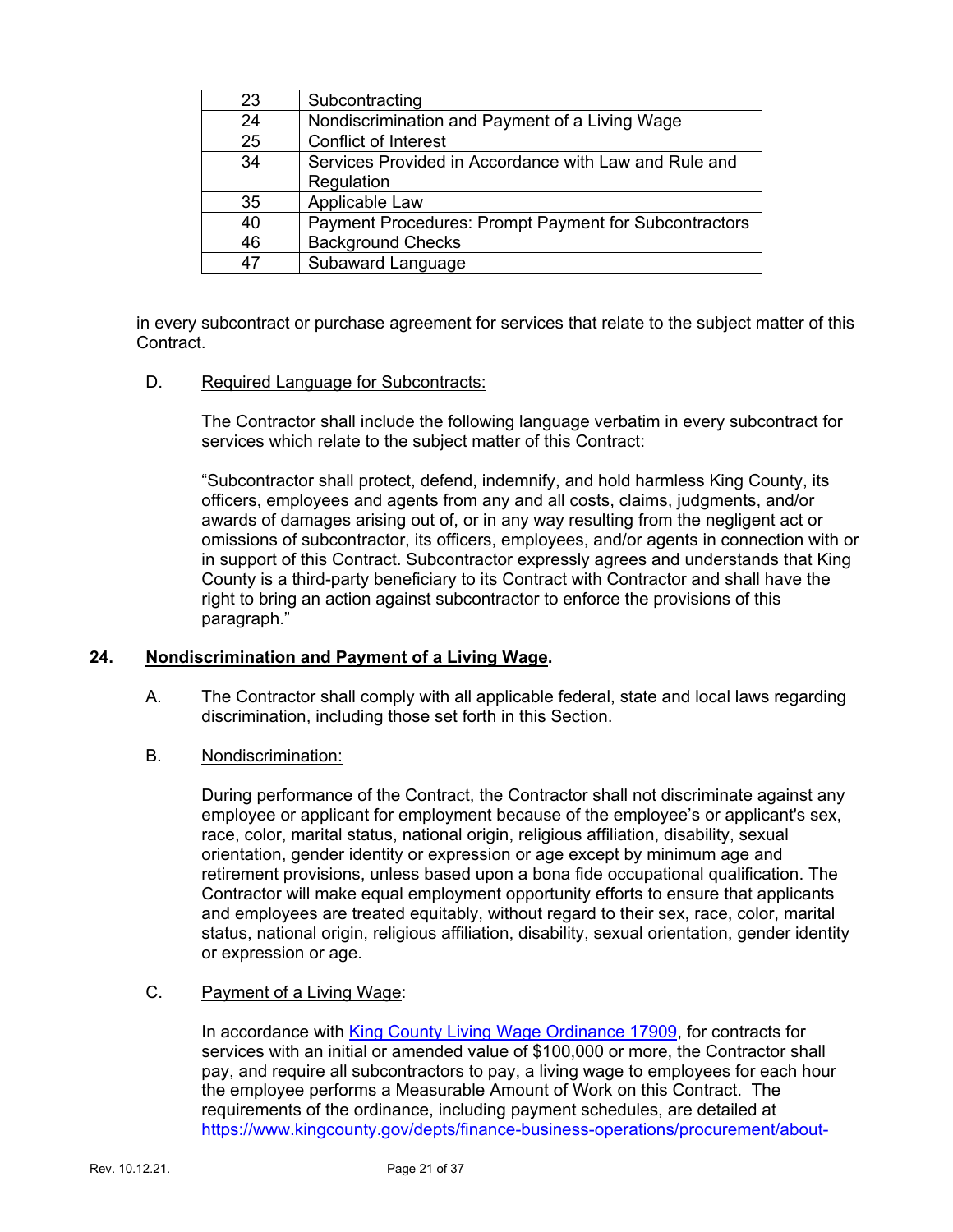| 23 | Subcontracting |
|---|---|
| 24 | Nondiscrimination and Payment of a Living Wage |
| 25 | Conflict of Interest |
| 34 | Services Provided in Accordance with Law and Rule and Regulation |
| 35 | Applicable Law |
| 40 | Payment Procedures: Prompt Payment for Subcontractors |
| 46 | Background Checks |
| 47 | Subaward Language |

in every subcontract or purchase agreement for services that relate to the subject matter of this Contract.

D. Required Language for Subcontracts:

The Contractor shall include the following language verbatim in every subcontract for services which relate to the subject matter of this Contract:

"Subcontractor shall protect, defend, indemnify, and hold harmless King County, its officers, employees and agents from any and all costs, claims, judgments, and/or awards of damages arising out of, or in any way resulting from the negligent act or omissions of subcontractor, its officers, employees, and/or agents in connection with or in support of this Contract. Subcontractor expressly agrees and understands that King County is a third-party beneficiary to its Contract with Contractor and shall have the right to bring an action against subcontractor to enforce the provisions of this paragraph."

## 24. Nondiscrimination and Payment of a Living Wage.

A. The Contractor shall comply with all applicable federal, state and local laws regarding discrimination, including those set forth in this Section.

B. Nondiscrimination:

During performance of the Contract, the Contractor shall not discriminate against any employee or applicant for employment because of the employee's or applicant's sex, race, color, marital status, national origin, religious affiliation, disability, sexual orientation, gender identity or expression or age except by minimum age and retirement provisions, unless based upon a bona fide occupational qualification. The Contractor will make equal employment opportunity efforts to ensure that applicants and employees are treated equitably, without regard to their sex, race, color, marital status, national origin, religious affiliation, disability, sexual orientation, gender identity or expression or age.

C. Payment of a Living Wage:

In accordance with King County Living Wage Ordinance 17909, for contracts for services with an initial or amended value of $100,000 or more, the Contractor shall pay, and require all subcontractors to pay, a living wage to employees for each hour the employee performs a Measurable Amount of Work on this Contract. The requirements of the ordinance, including payment schedules, are detailed at https://www.kingcounty.gov/depts/finance-business-operations/procurement/about-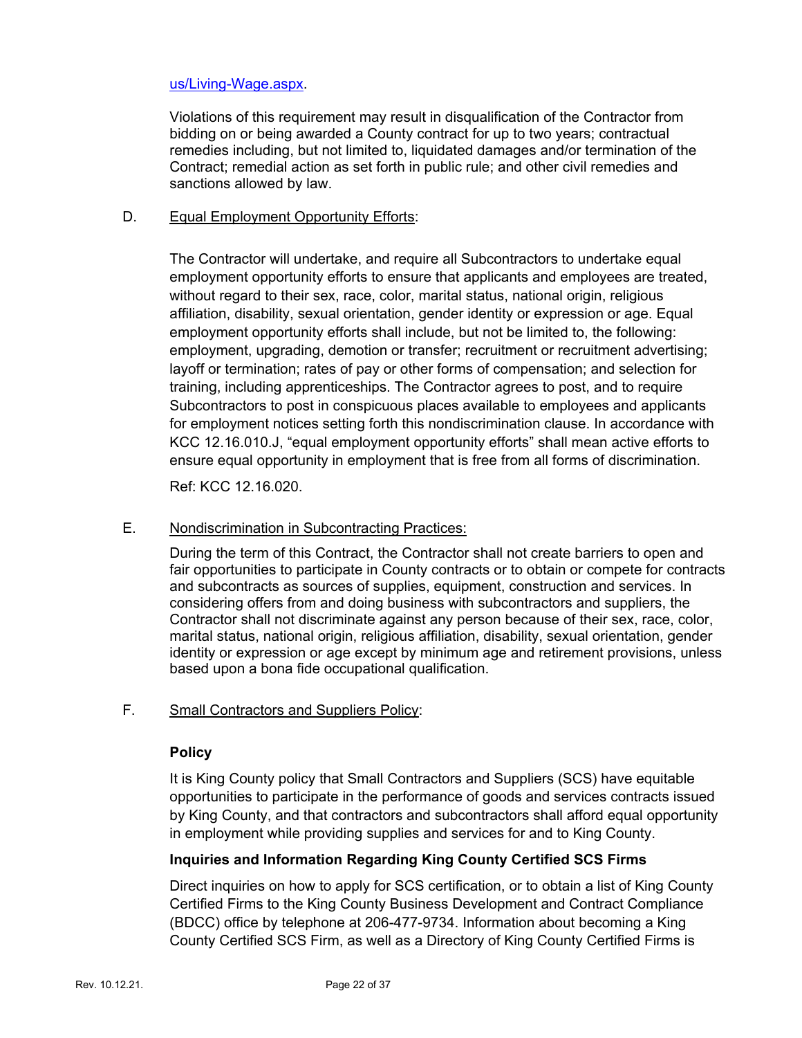us/Living-Wage.aspx.

Violations of this requirement may result in disqualification of the Contractor from bidding on or being awarded a County contract for up to two years; contractual remedies including, but not limited to, liquidated damages and/or termination of the Contract; remedial action as set forth in public rule; and other civil remedies and sanctions allowed by law.

D. Equal Employment Opportunity Efforts:

The Contractor will undertake, and require all Subcontractors to undertake equal employment opportunity efforts to ensure that applicants and employees are treated, without regard to their sex, race, color, marital status, national origin, religious affiliation, disability, sexual orientation, gender identity or expression or age. Equal employment opportunity efforts shall include, but not be limited to, the following: employment, upgrading, demotion or transfer; recruitment or recruitment advertising; layoff or termination; rates of pay or other forms of compensation; and selection for training, including apprenticeships. The Contractor agrees to post, and to require Subcontractors to post in conspicuous places available to employees and applicants for employment notices setting forth this nondiscrimination clause. In accordance with KCC 12.16.010.J, "equal employment opportunity efforts" shall mean active efforts to ensure equal opportunity in employment that is free from all forms of discrimination.

Ref: KCC 12.16.020.

E. Nondiscrimination in Subcontracting Practices:

During the term of this Contract, the Contractor shall not create barriers to open and fair opportunities to participate in County contracts or to obtain or compete for contracts and subcontracts as sources of supplies, equipment, construction and services. In considering offers from and doing business with subcontractors and suppliers, the Contractor shall not discriminate against any person because of their sex, race, color, marital status, national origin, religious affiliation, disability, sexual orientation, gender identity or expression or age except by minimum age and retirement provisions, unless based upon a bona fide occupational qualification.

F. Small Contractors and Suppliers Policy:

**Policy**

It is King County policy that Small Contractors and Suppliers (SCS) have equitable opportunities to participate in the performance of goods and services contracts issued by King County, and that contractors and subcontractors shall afford equal opportunity in employment while providing supplies and services for and to King County.

**Inquiries and Information Regarding King County Certified SCS Firms**

Direct inquiries on how to apply for SCS certification, or to obtain a list of King County Certified Firms to the King County Business Development and Contract Compliance (BDCC) office by telephone at 206-477-9734. Information about becoming a King County Certified SCS Firm, as well as a Directory of King County Certified Firms is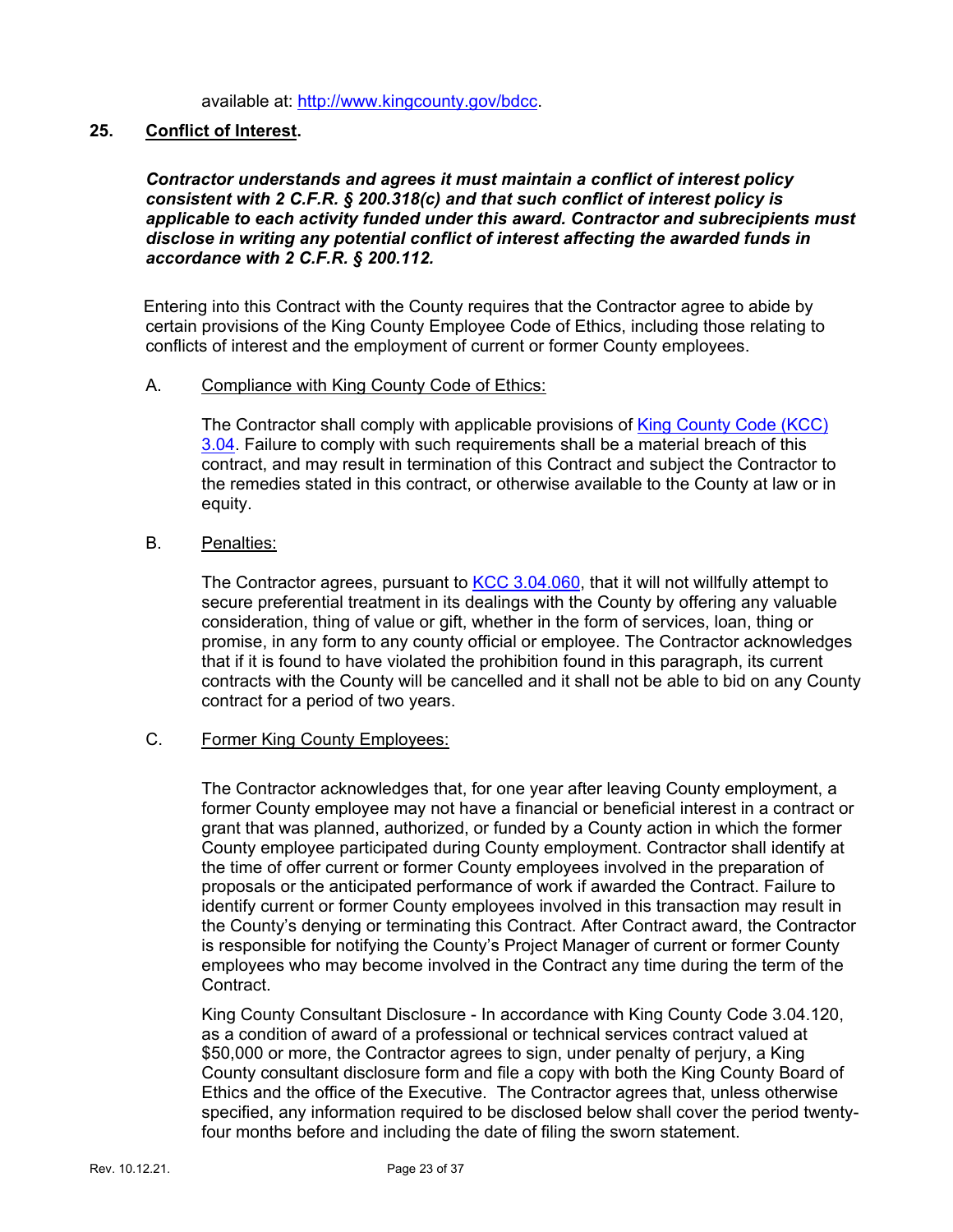available at: [http://www.kingcounty.gov/bdcc](http://www.kingcounty.gov/bdcc).

## 25. Conflict of Interest.

***Contractor understands and agrees it must maintain a conflict of interest policy consistent with 2 C.F.R. § 200.318(c) and that such conflict of interest policy is applicable to each activity funded under this award. Contractor and subrecipients must disclose in writing any potential conflict of interest affecting the awarded funds in accordance with 2 C.F.R. § 200.112.***

Entering into this Contract with the County requires that the Contractor agree to abide by certain provisions of the King County Employee Code of Ethics, including those relating to conflicts of interest and the employment of current or former County employees.

### A. Compliance with King County Code of Ethics:

The Contractor shall comply with applicable provisions of King County Code (KCC) 3.04. Failure to comply with such requirements shall be a material breach of this contract, and may result in termination of this Contract and subject the Contractor to the remedies stated in this contract, or otherwise available to the County at law or in equity.

### B. Penalties:

The Contractor agrees, pursuant to KCC 3.04.060, that it will not willfully attempt to secure preferential treatment in its dealings with the County by offering any valuable consideration, thing of value or gift, whether in the form of services, loan, thing or promise, in any form to any county official or employee. The Contractor acknowledges that if it is found to have violated the prohibition found in this paragraph, its current contracts with the County will be cancelled and it shall not be able to bid on any County contract for a period of two years.

### C. Former King County Employees:

The Contractor acknowledges that, for one year after leaving County employment, a former County employee may not have a financial or beneficial interest in a contract or grant that was planned, authorized, or funded by a County action in which the former County employee participated during County employment. Contractor shall identify at the time of offer current or former County employees involved in the preparation of proposals or the anticipated performance of work if awarded the Contract. Failure to identify current or former County employees involved in this transaction may result in the County's denying or terminating this Contract. After Contract award, the Contractor is responsible for notifying the County's Project Manager of current or former County employees who may become involved in the Contract any time during the term of the Contract.

King County Consultant Disclosure - In accordance with King County Code 3.04.120, as a condition of award of a professional or technical services contract valued at $50,000 or more, the Contractor agrees to sign, under penalty of perjury, a King County consultant disclosure form and file a copy with both the King County Board of Ethics and the office of the Executive. The Contractor agrees that, unless otherwise specified, any information required to be disclosed below shall cover the period twenty-four months before and including the date of filing the sworn statement.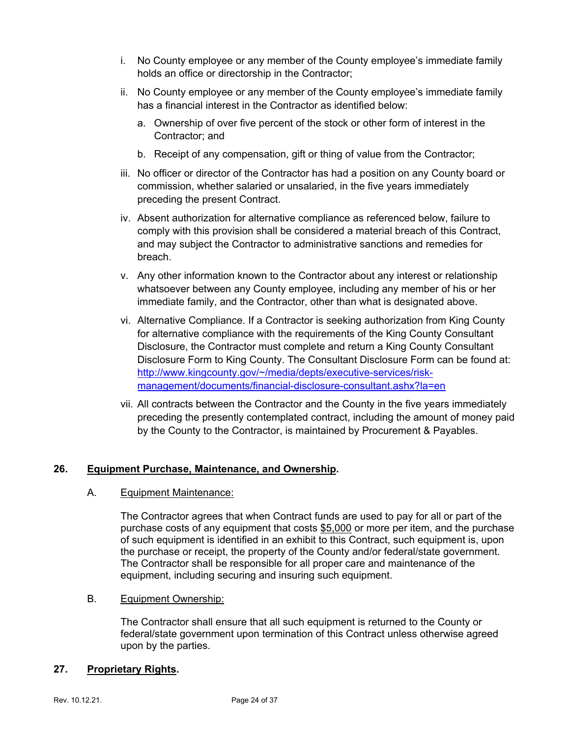i. No County employee or any member of the County employee's immediate family holds an office or directorship in the Contractor;

ii. No County employee or any member of the County employee's immediate family has a financial interest in the Contractor as identified below:

   a. Ownership of over five percent of the stock or other form of interest in the Contractor; and

   b. Receipt of any compensation, gift or thing of value from the Contractor;

iii. No officer or director of the Contractor has had a position on any County board or commission, whether salaried or unsalaried, in the five years immediately preceding the present Contract.

iv. Absent authorization for alternative compliance as referenced below, failure to comply with this provision shall be considered a material breach of this Contract, and may subject the Contractor to administrative sanctions and remedies for breach.

v. Any other information known to the Contractor about any interest or relationship whatsoever between any County employee, including any member of his or her immediate family, and the Contractor, other than what is designated above.

vi. Alternative Compliance. If a Contractor is seeking authorization from King County for alternative compliance with the requirements of the King County Consultant Disclosure, the Contractor must complete and return a King County Consultant Disclosure Form to King County. The Consultant Disclosure Form can be found at: [http://www.kingcounty.gov/~/media/depts/executive-services/risk-management/documents/financial-disclosure-consultant.ashx?la=en](http://www.kingcounty.gov/~/media/depts/executive-services/risk-management/documents/financial-disclosure-consultant.ashx?la=en)

vii. All contracts between the Contractor and the County in the five years immediately preceding the presently contemplated contract, including the amount of money paid by the County to the Contractor, is maintained by Procurement & Payables.

## 26. Equipment Purchase, Maintenance, and Ownership.

A. Equipment Maintenance:

The Contractor agrees that when Contract funds are used to pay for all or part of the purchase costs of any equipment that costs $5,000 or more per item, and the purchase of such equipment is identified in an exhibit to this Contract, such equipment is, upon the purchase or receipt, the property of the County and/or federal/state government. The Contractor shall be responsible for all proper care and maintenance of the equipment, including securing and insuring such equipment.

B. Equipment Ownership:

The Contractor shall ensure that all such equipment is returned to the County or federal/state government upon termination of this Contract unless otherwise agreed upon by the parties.

## 27. Proprietary Rights.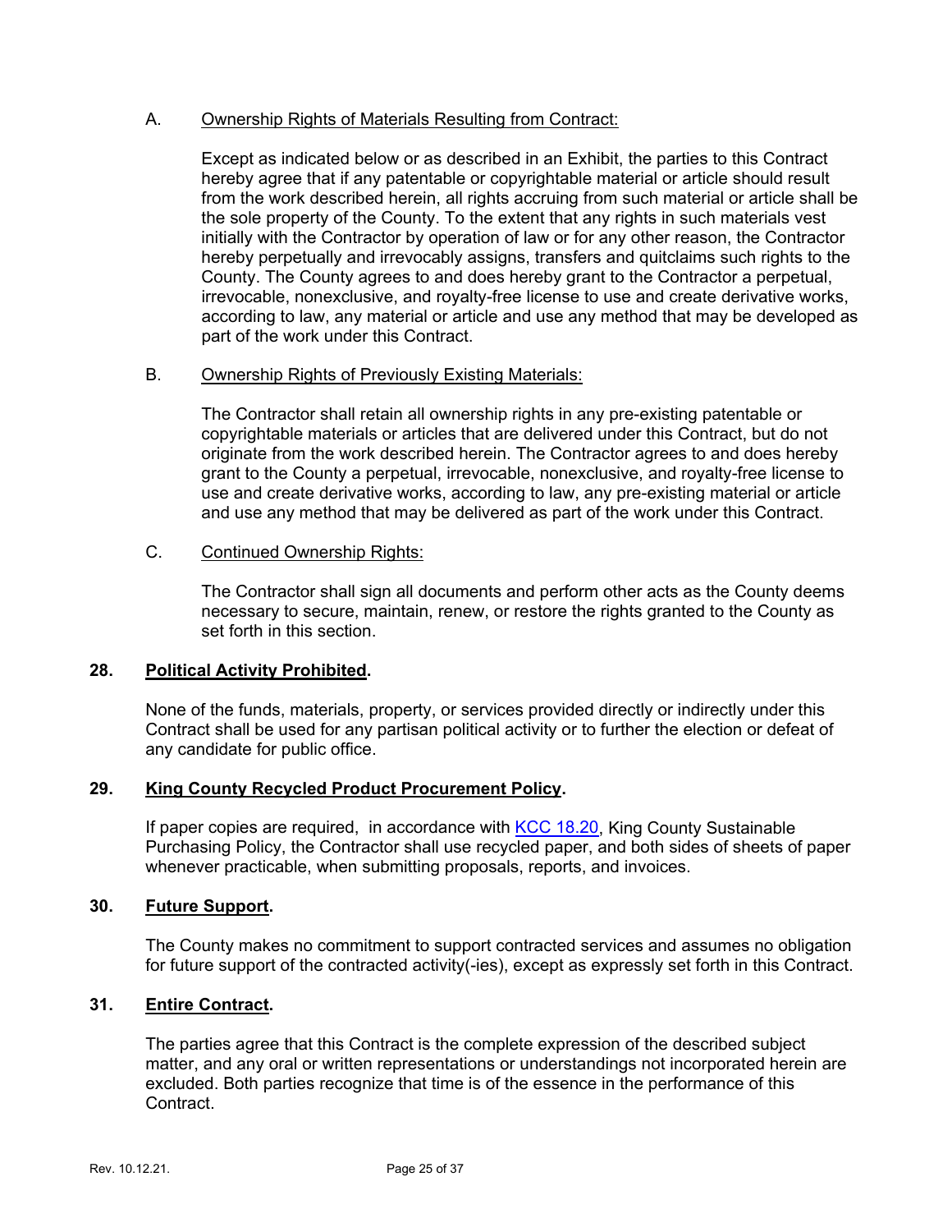A. Ownership Rights of Materials Resulting from Contract:

Except as indicated below or as described in an Exhibit, the parties to this Contract hereby agree that if any patentable or copyrightable material or article should result from the work described herein, all rights accruing from such material or article shall be the sole property of the County. To the extent that any rights in such materials vest initially with the Contractor by operation of law or for any other reason, the Contractor hereby perpetually and irrevocably assigns, transfers and quitclaims such rights to the County. The County agrees to and does hereby grant to the Contractor a perpetual, irrevocable, nonexclusive, and royalty-free license to use and create derivative works, according to law, any material or article and use any method that may be developed as part of the work under this Contract.

B. Ownership Rights of Previously Existing Materials:

The Contractor shall retain all ownership rights in any pre-existing patentable or copyrightable materials or articles that are delivered under this Contract, but do not originate from the work described herein. The Contractor agrees to and does hereby grant to the County a perpetual, irrevocable, nonexclusive, and royalty-free license to use and create derivative works, according to law, any pre-existing material or article and use any method that may be delivered as part of the work under this Contract.

C. Continued Ownership Rights:

The Contractor shall sign all documents and perform other acts as the County deems necessary to secure, maintain, renew, or restore the rights granted to the County as set forth in this section.

## 28. Political Activity Prohibited.

None of the funds, materials, property, or services provided directly or indirectly under this Contract shall be used for any partisan political activity or to further the election or defeat of any candidate for public office.

## 29. King County Recycled Product Procurement Policy.

If paper copies are required, in accordance with KCC 18.20, King County Sustainable Purchasing Policy, the Contractor shall use recycled paper, and both sides of sheets of paper whenever practicable, when submitting proposals, reports, and invoices.

## 30. Future Support.

The County makes no commitment to support contracted services and assumes no obligation for future support of the contracted activity(-ies), except as expressly set forth in this Contract.

## 31. Entire Contract.

The parties agree that this Contract is the complete expression of the described subject matter, and any oral or written representations or understandings not incorporated herein are excluded. Both parties recognize that time is of the essence in the performance of this Contract.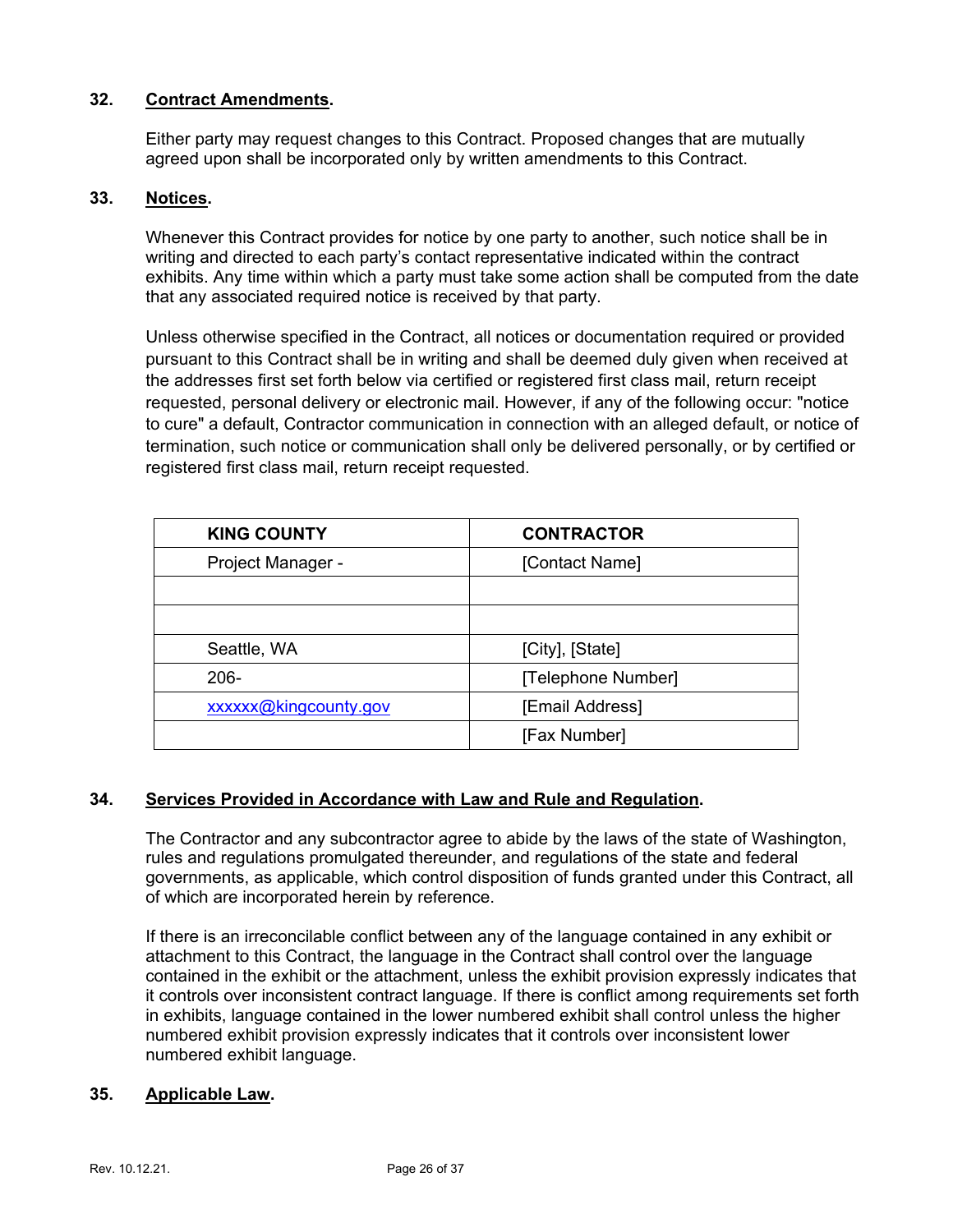**32. Contract Amendments.**

Either party may request changes to this Contract. Proposed changes that are mutually agreed upon shall be incorporated only by written amendments to this Contract.

**33. Notices.**

Whenever this Contract provides for notice by one party to another, such notice shall be in writing and directed to each party's contact representative indicated within the contract exhibits. Any time within which a party must take some action shall be computed from the date that any associated required notice is received by that party.

Unless otherwise specified in the Contract, all notices or documentation required or provided pursuant to this Contract shall be in writing and shall be deemed duly given when received at the addresses first set forth below via certified or registered first class mail, return receipt requested, personal delivery or electronic mail. However, if any of the following occur: "notice to cure" a default, Contractor communication in connection with an alleged default, or notice of termination, such notice or communication shall only be delivered personally, or by certified or registered first class mail, return receipt requested.

| KING COUNTY | CONTRACTOR |
|---|---|
| Project Manager - | [Contact Name] |
| | |
| | |
| Seattle, WA | [City], [State] |
| 206- | [Telephone Number] |
| xxxxxx@kingcounty.gov | [Email Address] |
| | [Fax Number] |

**34. Services Provided in Accordance with Law and Rule and Regulation.**

The Contractor and any subcontractor agree to abide by the laws of the state of Washington, rules and regulations promulgated thereunder, and regulations of the state and federal governments, as applicable, which control disposition of funds granted under this Contract, all of which are incorporated herein by reference.

If there is an irreconcilable conflict between any of the language contained in any exhibit or attachment to this Contract, the language in the Contract shall control over the language contained in the exhibit or the attachment, unless the exhibit provision expressly indicates that it controls over inconsistent contract language. If there is conflict among requirements set forth in exhibits, language contained in the lower numbered exhibit shall control unless the higher numbered exhibit provision expressly indicates that it controls over inconsistent lower numbered exhibit language.

**35. Applicable Law.**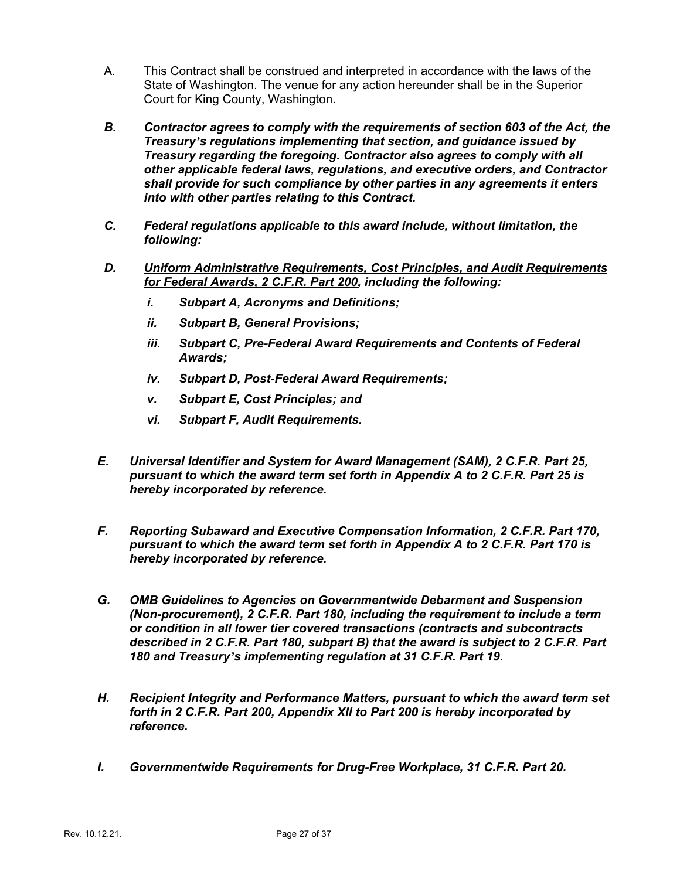A. This Contract shall be construed and interpreted in accordance with the laws of the State of Washington. The venue for any action hereunder shall be in the Superior Court for King County, Washington.

***B. Contractor agrees to comply with the requirements of section 603 of the Act, the Treasury's regulations implementing that section, and guidance issued by Treasury regarding the foregoing. Contractor also agrees to comply with all other applicable federal laws, regulations, and executive orders, and Contractor shall provide for such compliance by other parties in any agreements it enters into with other parties relating to this Contract.***

***C. Federal regulations applicable to this award include, without limitation, the following:***

***D. <u>Uniform Administrative Requirements, Cost Principles, and Audit Requirements for Federal Awards, 2 C.F.R. Part 200</u>, including the following:***

- ***i. Subpart A, Acronyms and Definitions;***
- ***ii. Subpart B, General Provisions;***
- ***iii. Subpart C, Pre-Federal Award Requirements and Contents of Federal Awards;***
- ***iv. Subpart D, Post-Federal Award Requirements;***
- ***v. Subpart E, Cost Principles; and***
- ***vi. Subpart F, Audit Requirements.***

***E. Universal Identifier and System for Award Management (SAM), 2 C.F.R. Part 25, pursuant to which the award term set forth in Appendix A to 2 C.F.R. Part 25 is hereby incorporated by reference.***

***F. Reporting Subaward and Executive Compensation Information, 2 C.F.R. Part 170, pursuant to which the award term set forth in Appendix A to 2 C.F.R. Part 170 is hereby incorporated by reference.***

***G. OMB Guidelines to Agencies on Governmentwide Debarment and Suspension (Non-procurement), 2 C.F.R. Part 180, including the requirement to include a term or condition in all lower tier covered transactions (contracts and subcontracts described in 2 C.F.R. Part 180, subpart B) that the award is subject to 2 C.F.R. Part 180 and Treasury's implementing regulation at 31 C.F.R. Part 19.***

***H. Recipient Integrity and Performance Matters, pursuant to which the award term set forth in 2 C.F.R. Part 200, Appendix XII to Part 200 is hereby incorporated by reference.***

***I. Governmentwide Requirements for Drug-Free Workplace, 31 C.F.R. Part 20.***

Rev. 10.12.21.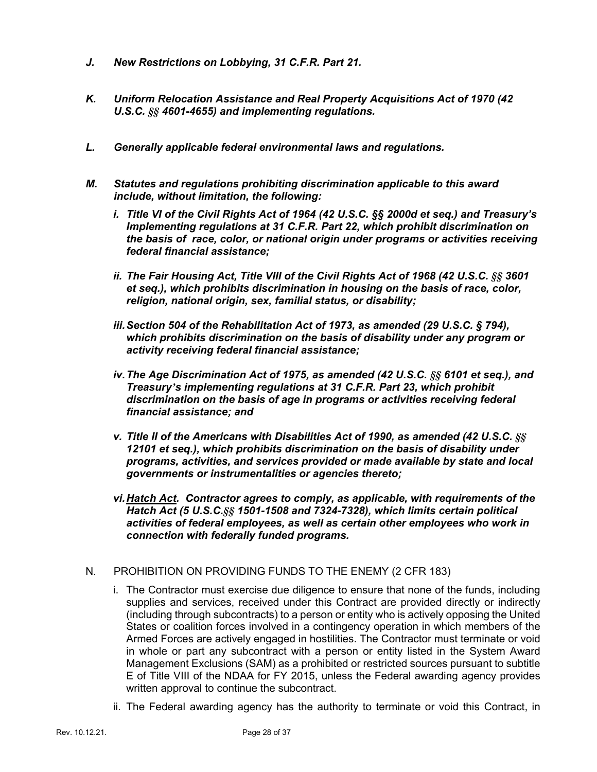***J. New Restrictions on Lobbying, 31 C.F.R. Part 21.***

***K. Uniform Relocation Assistance and Real Property Acquisitions Act of 1970 (42 U.S.C. §§ 4601-4655) and implementing regulations.***

***L. Generally applicable federal environmental laws and regulations.***

***M. Statutes and regulations prohibiting discrimination applicable to this award include, without limitation, the following:***

- ***i. Title VI of the Civil Rights Act of 1964 (42 U.S.C. §§ 2000d et seq.) and Treasury's Implementing regulations at 31 C.F.R. Part 22, which prohibit discrimination on the basis of race, color, or national origin under programs or activities receiving federal financial assistance;***

- ***ii. The Fair Housing Act, Title VIII of the Civil Rights Act of 1968 (42 U.S.C. §§ 3601 et seq.), which prohibits discrimination in housing on the basis of race, color, religion, national origin, sex, familial status, or disability;***

- ***iii. Section 504 of the Rehabilitation Act of 1973, as amended (29 U.S.C. § 794), which prohibits discrimination on the basis of disability under any program or activity receiving federal financial assistance;***

- ***iv. The Age Discrimination Act of 1975, as amended (42 U.S.C. §§ 6101 et seq.), and Treasury's implementing regulations at 31 C.F.R. Part 23, which prohibit discrimination on the basis of age in programs or activities receiving federal financial assistance; and***

- ***v. Title II of the Americans with Disabilities Act of 1990, as amended (42 U.S.C. §§ 12101 et seq.), which prohibits discrimination on the basis of disability under programs, activities, and services provided or made available by state and local governments or instrumentalities or agencies thereto;***

- ***vi. <u>Hatch Act</u>. Contractor agrees to comply, as applicable, with requirements of the Hatch Act (5 U.S.C.§§ 1501-1508 and 7324-7328), which limits certain political activities of federal employees, as well as certain other employees who work in connection with federally funded programs.***

N. PROHIBITION ON PROVIDING FUNDS TO THE ENEMY (2 CFR 183)

i. The Contractor must exercise due diligence to ensure that none of the funds, including supplies and services, received under this Contract are provided directly or indirectly (including through subcontracts) to a person or entity who is actively opposing the United States or coalition forces involved in a contingency operation in which members of the Armed Forces are actively engaged in hostilities. The Contractor must terminate or void in whole or part any subcontract with a person or entity listed in the System Award Management Exclusions (SAM) as a prohibited or restricted sources pursuant to subtitle E of Title VIII of the NDAA for FY 2015, unless the Federal awarding agency provides written approval to continue the subcontract.

ii. The Federal awarding agency has the authority to terminate or void this Contract, in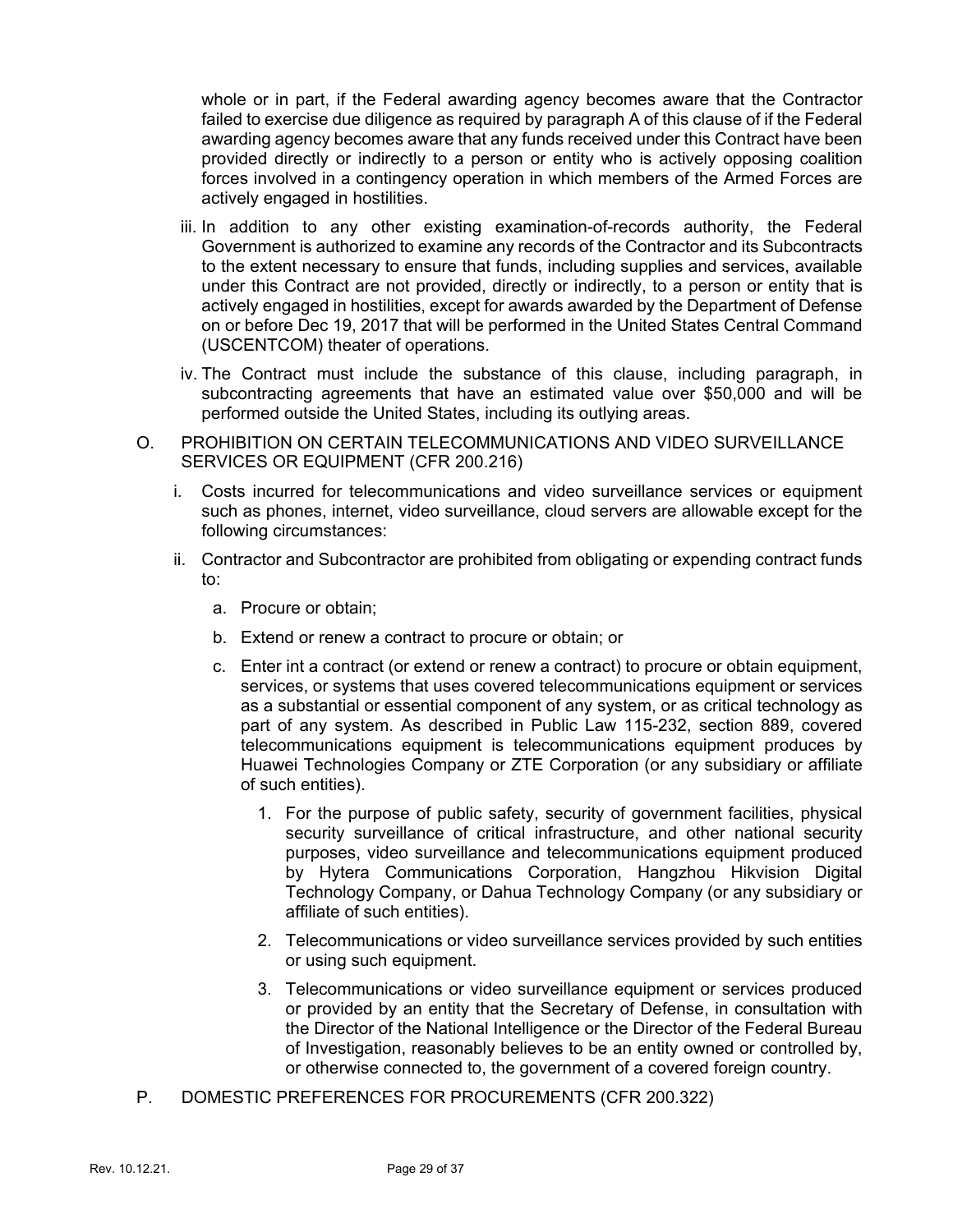whole or in part, if the Federal awarding agency becomes aware that the Contractor failed to exercise due diligence as required by paragraph A of this clause of if the Federal awarding agency becomes aware that any funds received under this Contract have been provided directly or indirectly to a person or entity who is actively opposing coalition forces involved in a contingency operation in which members of the Armed Forces are actively engaged in hostilities.

iii. In addition to any other existing examination-of-records authority, the Federal Government is authorized to examine any records of the Contractor and its Subcontracts to the extent necessary to ensure that funds, including supplies and services, available under this Contract are not provided, directly or indirectly, to a person or entity that is actively engaged in hostilities, except for awards awarded by the Department of Defense on or before Dec 19, 2017 that will be performed in the United States Central Command (USCENTCOM) theater of operations.

iv. The Contract must include the substance of this clause, including paragraph, in subcontracting agreements that have an estimated value over $50,000 and will be performed outside the United States, including its outlying areas.

O. PROHIBITION ON CERTAIN TELECOMMUNICATIONS AND VIDEO SURVEILLANCE SERVICES OR EQUIPMENT (CFR 200.216)

i. Costs incurred for telecommunications and video surveillance services or equipment such as phones, internet, video surveillance, cloud servers are allowable except for the following circumstances:

ii. Contractor and Subcontractor are prohibited from obligating or expending contract funds to:

a. Procure or obtain;

b. Extend or renew a contract to procure or obtain; or

c. Enter int a contract (or extend or renew a contract) to procure or obtain equipment, services, or systems that uses covered telecommunications equipment or services as a substantial or essential component of any system, or as critical technology as part of any system. As described in Public Law 115-232, section 889, covered telecommunications equipment is telecommunications equipment produces by Huawei Technologies Company or ZTE Corporation (or any subsidiary or affiliate of such entities).

1. For the purpose of public safety, security of government facilities, physical security surveillance of critical infrastructure, and other national security purposes, video surveillance and telecommunications equipment produced by Hytera Communications Corporation, Hangzhou Hikvision Digital Technology Company, or Dahua Technology Company (or any subsidiary or affiliate of such entities).

2. Telecommunications or video surveillance services provided by such entities or using such equipment.

3. Telecommunications or video surveillance equipment or services produced or provided by an entity that the Secretary of Defense, in consultation with the Director of the National Intelligence or the Director of the Federal Bureau of Investigation, reasonably believes to be an entity owned or controlled by, or otherwise connected to, the government of a covered foreign country.

P. DOMESTIC PREFERENCES FOR PROCUREMENTS (CFR 200.322)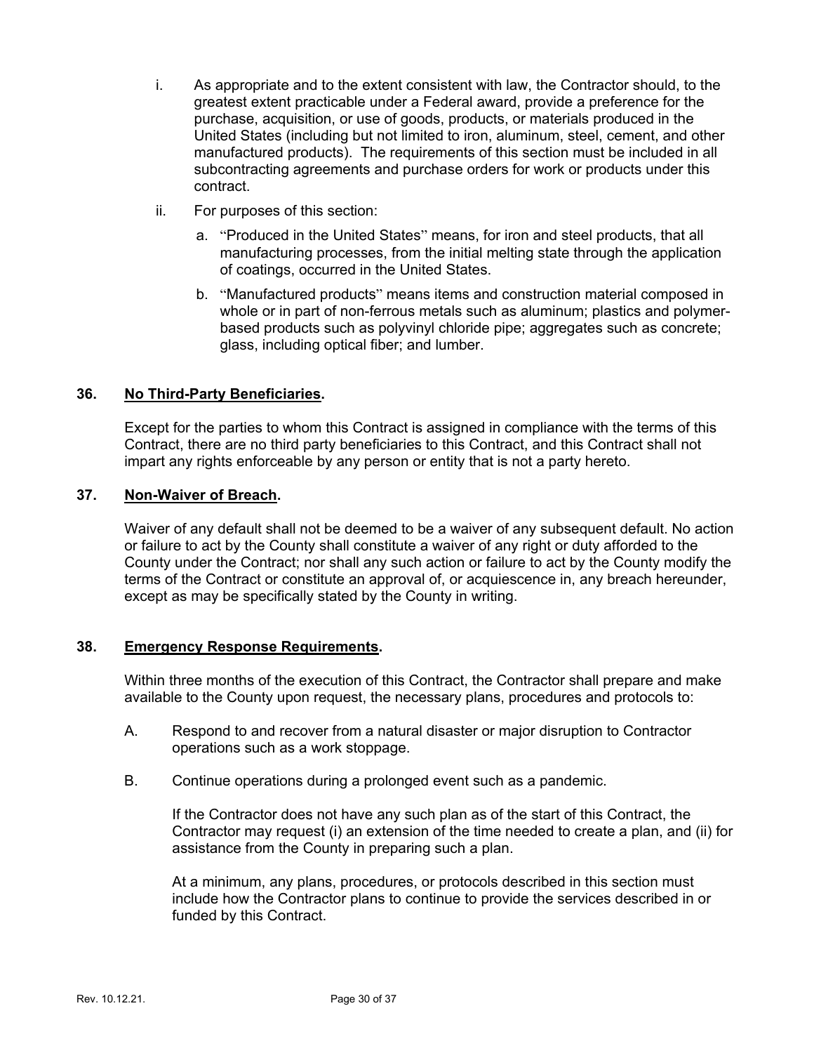i. As appropriate and to the extent consistent with law, the Contractor should, to the greatest extent practicable under a Federal award, provide a preference for the purchase, acquisition, or use of goods, products, or materials produced in the United States (including but not limited to iron, aluminum, steel, cement, and other manufactured products). The requirements of this section must be included in all subcontracting agreements and purchase orders for work or products under this contract.

ii. For purposes of this section:

   a. "Produced in the United States" means, for iron and steel products, that all manufacturing processes, from the initial melting state through the application of coatings, occurred in the United States.

   b. "Manufactured products" means items and construction material composed in whole or in part of non-ferrous metals such as aluminum; plastics and polymer-based products such as polyvinyl chloride pipe; aggregates such as concrete; glass, including optical fiber; and lumber.

**36. <u>No Third-Party Beneficiaries</u>.**

Except for the parties to whom this Contract is assigned in compliance with the terms of this Contract, there are no third party beneficiaries to this Contract, and this Contract shall not impart any rights enforceable by any person or entity that is not a party hereto.

**37. <u>Non-Waiver of Breach</u>.**

Waiver of any default shall not be deemed to be a waiver of any subsequent default. No action or failure to act by the County shall constitute a waiver of any right or duty afforded to the County under the Contract; nor shall any such action or failure to act by the County modify the terms of the Contract or constitute an approval of, or acquiescence in, any breach hereunder, except as may be specifically stated by the County in writing.

**38. <u>Emergency Response Requirements</u>.**

Within three months of the execution of this Contract, the Contractor shall prepare and make available to the County upon request, the necessary plans, procedures and protocols to:

A. Respond to and recover from a natural disaster or major disruption to Contractor operations such as a work stoppage.

B. Continue operations during a prolonged event such as a pandemic.

   If the Contractor does not have any such plan as of the start of this Contract, the Contractor may request (i) an extension of the time needed to create a plan, and (ii) for assistance from the County in preparing such a plan.

   At a minimum, any plans, procedures, or protocols described in this section must include how the Contractor plans to continue to provide the services described in or funded by this Contract.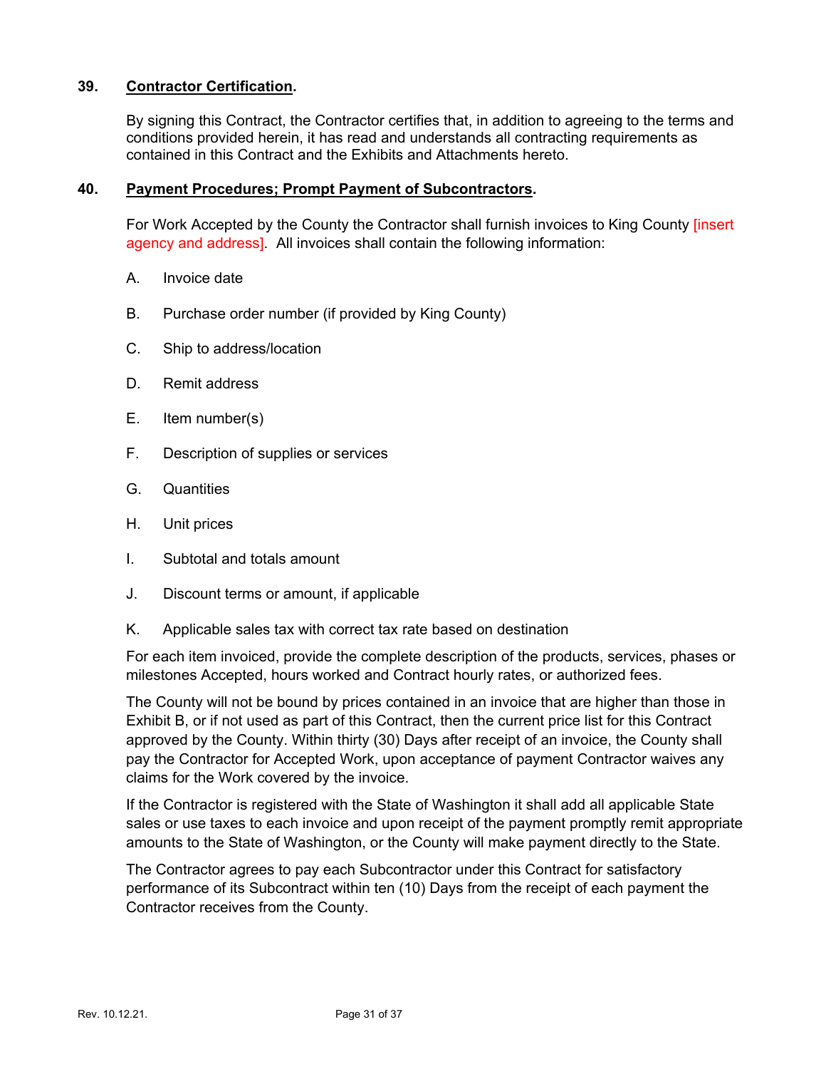**39. Contractor Certification.**

By signing this Contract, the Contractor certifies that, in addition to agreeing to the terms and conditions provided herein, it has read and understands all contracting requirements as contained in this Contract and the Exhibits and Attachments hereto.

**40. Payment Procedures; Prompt Payment of Subcontractors.**

For Work Accepted by the County the Contractor shall furnish invoices to King County [insert agency and address]. All invoices shall contain the following information:

A. Invoice date

B. Purchase order number (if provided by King County)

C. Ship to address/location

D. Remit address

E. Item number(s)

F. Description of supplies or services

G. Quantities

H. Unit prices

I. Subtotal and totals amount

J. Discount terms or amount, if applicable

K. Applicable sales tax with correct tax rate based on destination

For each item invoiced, provide the complete description of the products, services, phases or milestones Accepted, hours worked and Contract hourly rates, or authorized fees.

The County will not be bound by prices contained in an invoice that are higher than those in Exhibit B, or if not used as part of this Contract, then the current price list for this Contract approved by the County. Within thirty (30) Days after receipt of an invoice, the County shall pay the Contractor for Accepted Work, upon acceptance of payment Contractor waives any claims for the Work covered by the invoice.

If the Contractor is registered with the State of Washington it shall add all applicable State sales or use taxes to each invoice and upon receipt of the payment promptly remit appropriate amounts to the State of Washington, or the County will make payment directly to the State.

The Contractor agrees to pay each Subcontractor under this Contract for satisfactory performance of its Subcontract within ten (10) Days from the receipt of each payment the Contractor receives from the County.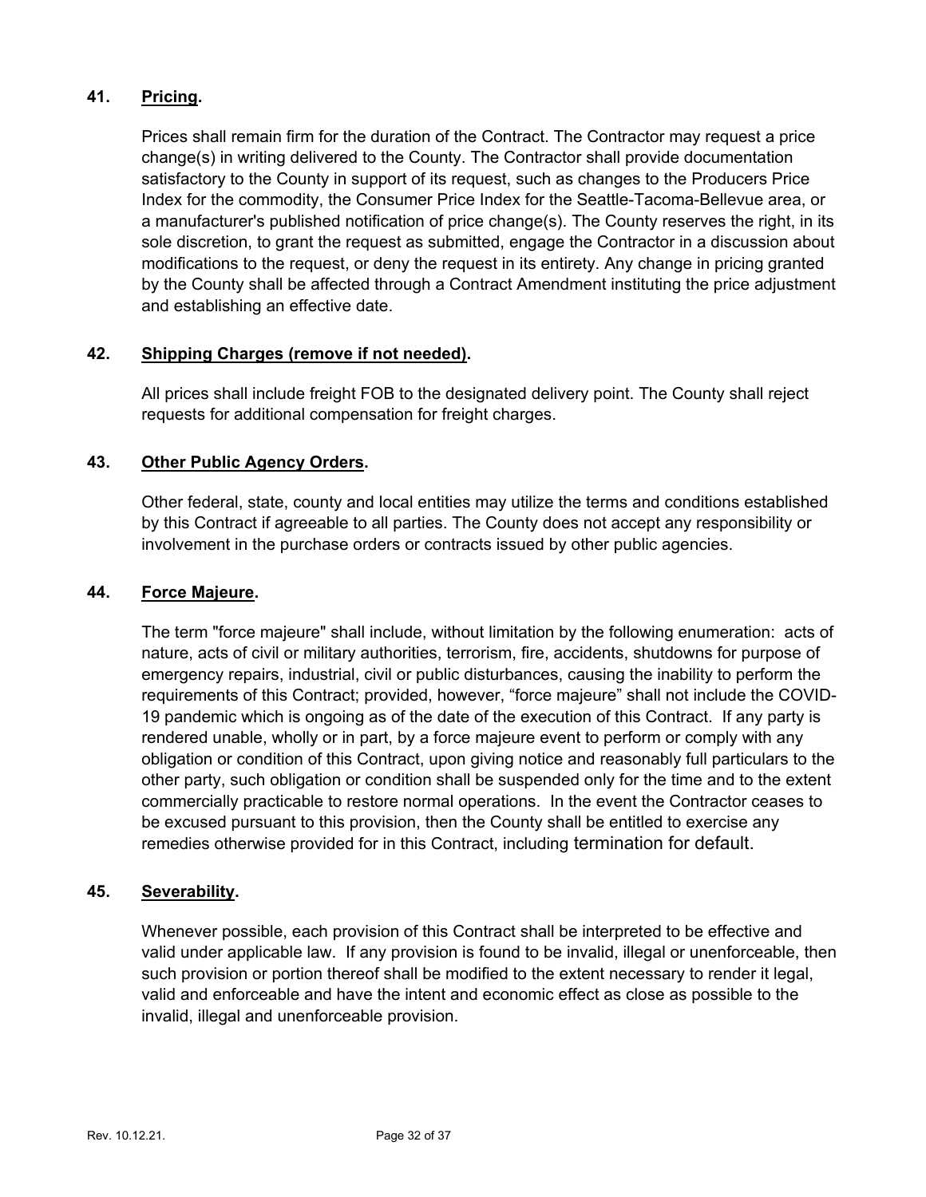**41. Pricing.**

Prices shall remain firm for the duration of the Contract. The Contractor may request a price change(s) in writing delivered to the County. The Contractor shall provide documentation satisfactory to the County in support of its request, such as changes to the Producers Price Index for the commodity, the Consumer Price Index for the Seattle-Tacoma-Bellevue area, or a manufacturer's published notification of price change(s). The County reserves the right, in its sole discretion, to grant the request as submitted, engage the Contractor in a discussion about modifications to the request, or deny the request in its entirety. Any change in pricing granted by the County shall be affected through a Contract Amendment instituting the price adjustment and establishing an effective date.

**42. Shipping Charges (remove if not needed).**

All prices shall include freight FOB to the designated delivery point. The County shall reject requests for additional compensation for freight charges.

**43. Other Public Agency Orders.**

Other federal, state, county and local entities may utilize the terms and conditions established by this Contract if agreeable to all parties. The County does not accept any responsibility or involvement in the purchase orders or contracts issued by other public agencies.

**44. Force Majeure.**

The term "force majeure" shall include, without limitation by the following enumeration: acts of nature, acts of civil or military authorities, terrorism, fire, accidents, shutdowns for purpose of emergency repairs, industrial, civil or public disturbances, causing the inability to perform the requirements of this Contract; provided, however, "force majeure" shall not include the COVID-19 pandemic which is ongoing as of the date of the execution of this Contract. If any party is rendered unable, wholly or in part, by a force majeure event to perform or comply with any obligation or condition of this Contract, upon giving notice and reasonably full particulars to the other party, such obligation or condition shall be suspended only for the time and to the extent commercially practicable to restore normal operations. In the event the Contractor ceases to be excused pursuant to this provision, then the County shall be entitled to exercise any remedies otherwise provided for in this Contract, including termination for default.

**45. Severability.**

Whenever possible, each provision of this Contract shall be interpreted to be effective and valid under applicable law. If any provision is found to be invalid, illegal or unenforceable, then such provision or portion thereof shall be modified to the extent necessary to render it legal, valid and enforceable and have the intent and economic effect as close as possible to the invalid, illegal and unenforceable provision.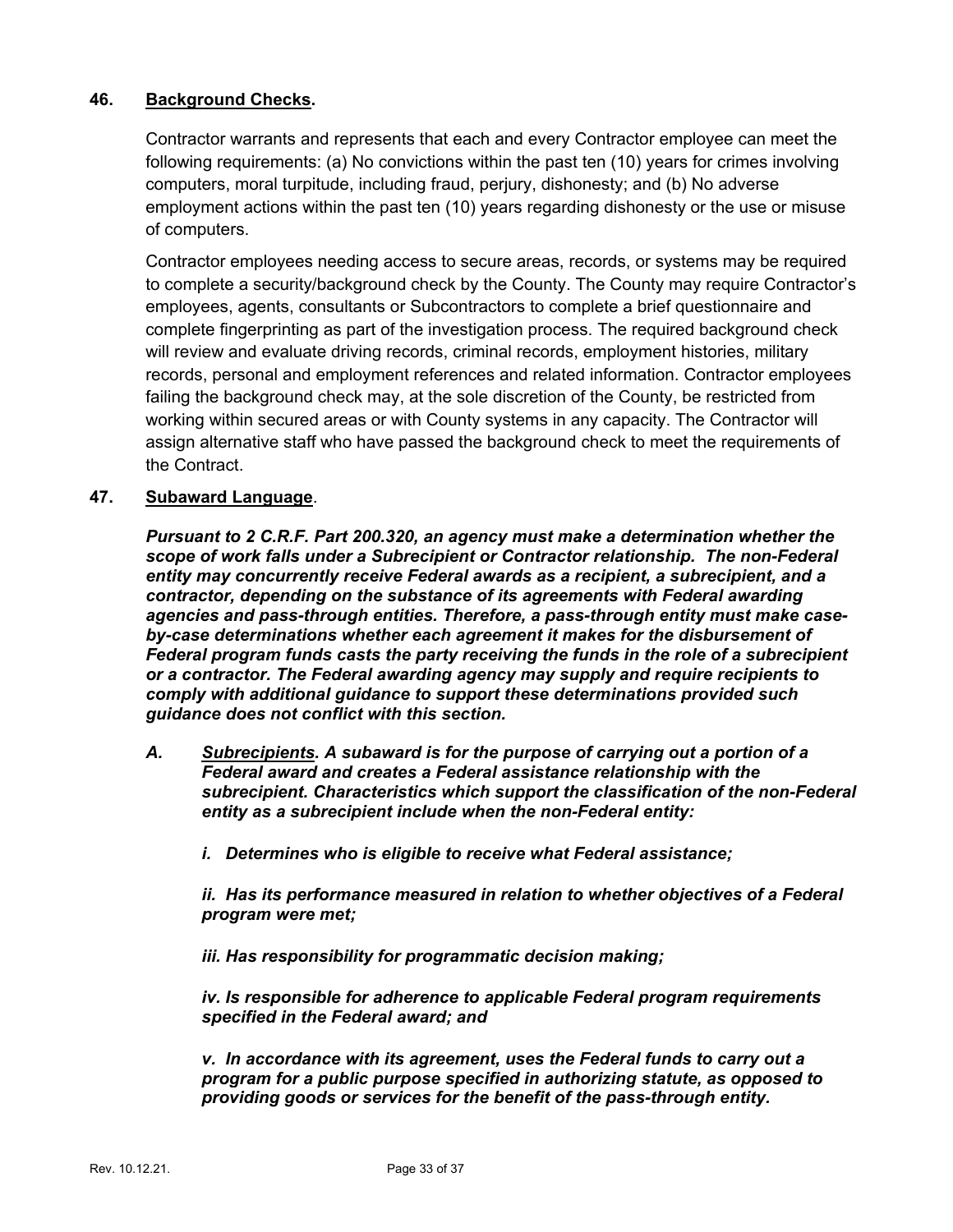**46. <u>Background Checks</u>.**

Contractor warrants and represents that each and every Contractor employee can meet the following requirements: (a) No convictions within the past ten (10) years for crimes involving computers, moral turpitude, including fraud, perjury, dishonesty; and (b) No adverse employment actions within the past ten (10) years regarding dishonesty or the use or misuse of computers.

Contractor employees needing access to secure areas, records, or systems may be required to complete a security/background check by the County. The County may require Contractor's employees, agents, consultants or Subcontractors to complete a brief questionnaire and complete fingerprinting as part of the investigation process. The required background check will review and evaluate driving records, criminal records, employment histories, military records, personal and employment references and related information. Contractor employees failing the background check may, at the sole discretion of the County, be restricted from working within secured areas or with County systems in any capacity. The Contractor will assign alternative staff who have passed the background check to meet the requirements of the Contract.

**47. <u>Subaward Language</u>.**

***Pursuant to 2 C.R.F. Part 200.320, an agency must make a determination whether the scope of work falls under a Subrecipient or Contractor relationship. The non-Federal entity may concurrently receive Federal awards as a recipient, a subrecipient, and a contractor, depending on the substance of its agreements with Federal awarding agencies and pass-through entities. Therefore, a pass-through entity must make case-by-case determinations whether each agreement it makes for the disbursement of Federal program funds casts the party receiving the funds in the role of a subrecipient or a contractor. The Federal awarding agency may supply and require recipients to comply with additional guidance to support these determinations provided such guidance does not conflict with this section.***

***A. <u>Subrecipients</u>. A subaward is for the purpose of carrying out a portion of a Federal award and creates a Federal assistance relationship with the subrecipient. Characteristics which support the classification of the non-Federal entity as a subrecipient include when the non-Federal entity:***

***i. Determines who is eligible to receive what Federal assistance;***

***ii. Has its performance measured in relation to whether objectives of a Federal program were met;***

***iii. Has responsibility for programmatic decision making;***

***iv. Is responsible for adherence to applicable Federal program requirements specified in the Federal award; and***

***v. In accordance with its agreement, uses the Federal funds to carry out a program for a public purpose specified in authorizing statute, as opposed to providing goods or services for the benefit of the pass-through entity.***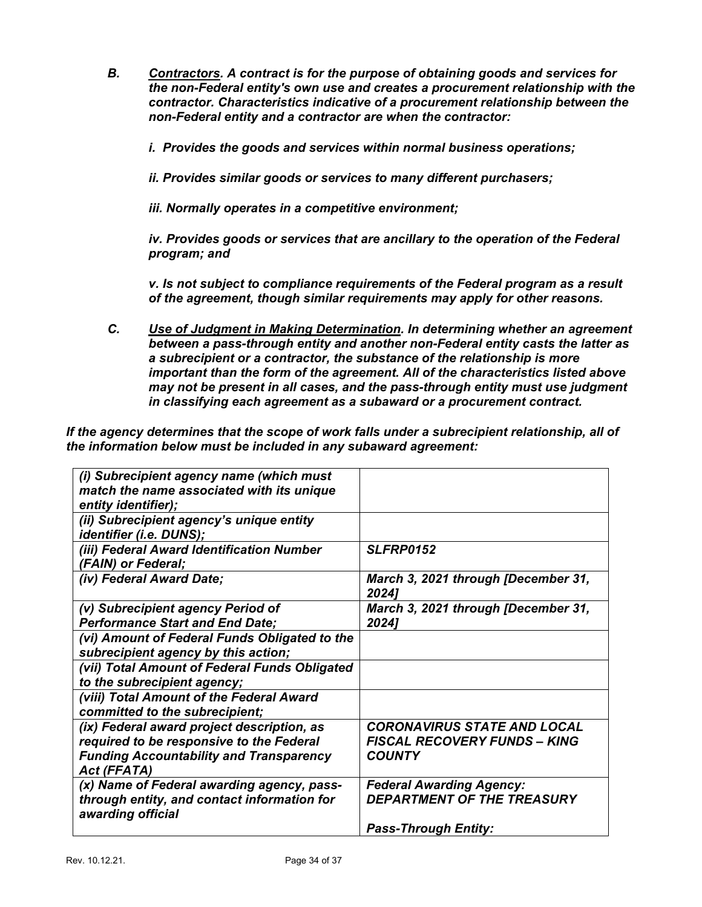*B.* ***Contractors**. A contract is for the purpose of obtaining goods and services for the non-Federal entity's own use and creates a procurement relationship with the contractor. Characteristics indicative of a procurement relationship between the non-Federal entity and a contractor are when the contractor:*

***i. Provides the goods and services within normal business operations;***

***ii. Provides similar goods or services to many different purchasers;***

***iii. Normally operates in a competitive environment;***

***iv. Provides goods or services that are ancillary to the operation of the Federal program; and***

***v. Is not subject to compliance requirements of the Federal program as a result of the agreement, though similar requirements may apply for other reasons.***

*C.* ***Use of Judgment in Making Determination**. In determining whether an agreement between a pass-through entity and another non-Federal entity casts the latter as a subrecipient or a contractor, the substance of the relationship is more important than the form of the agreement. All of the characteristics listed above may not be present in all cases, and the pass-through entity must use judgment in classifying each agreement as a subaward or a procurement contract.*

***If the agency determines that the scope of work falls under a subrecipient relationship, all of the information below must be included in any subaward agreement:***

| | |
|---|---|
| ***(i) Subrecipient agency name (which must match the name associated with its unique entity identifier);*** | |
| ***(ii) Subrecipient agency's unique entity identifier (i.e. DUNS);*** | |
| ***(iii) Federal Award Identification Number (FAIN) or Federal;*** | ***SLFRP0152*** |
| ***(iv) Federal Award Date;*** | ***March 3, 2021 through [December 31, 2024]*** |
| ***(v) Subrecipient agency Period of Performance Start and End Date;*** | ***March 3, 2021 through [December 31, 2024]*** |
| ***(vi) Amount of Federal Funds Obligated to the subrecipient agency by this action;*** | |
| ***(vii) Total Amount of Federal Funds Obligated to the subrecipient agency;*** | |
| ***(viii) Total Amount of the Federal Award committed to the subrecipient;*** | |
| ***(ix) Federal award project description, as required to be responsive to the Federal Funding Accountability and Transparency Act (FFATA)*** | ***CORONAVIRUS STATE AND LOCAL FISCAL RECOVERY FUNDS – KING COUNTY*** |
| ***(x) Name of Federal awarding agency, pass-through entity, and contact information for awarding official*** | ***Federal Awarding Agency: DEPARTMENT OF THE TREASURY*** <br><br> ***Pass-Through Entity:*** |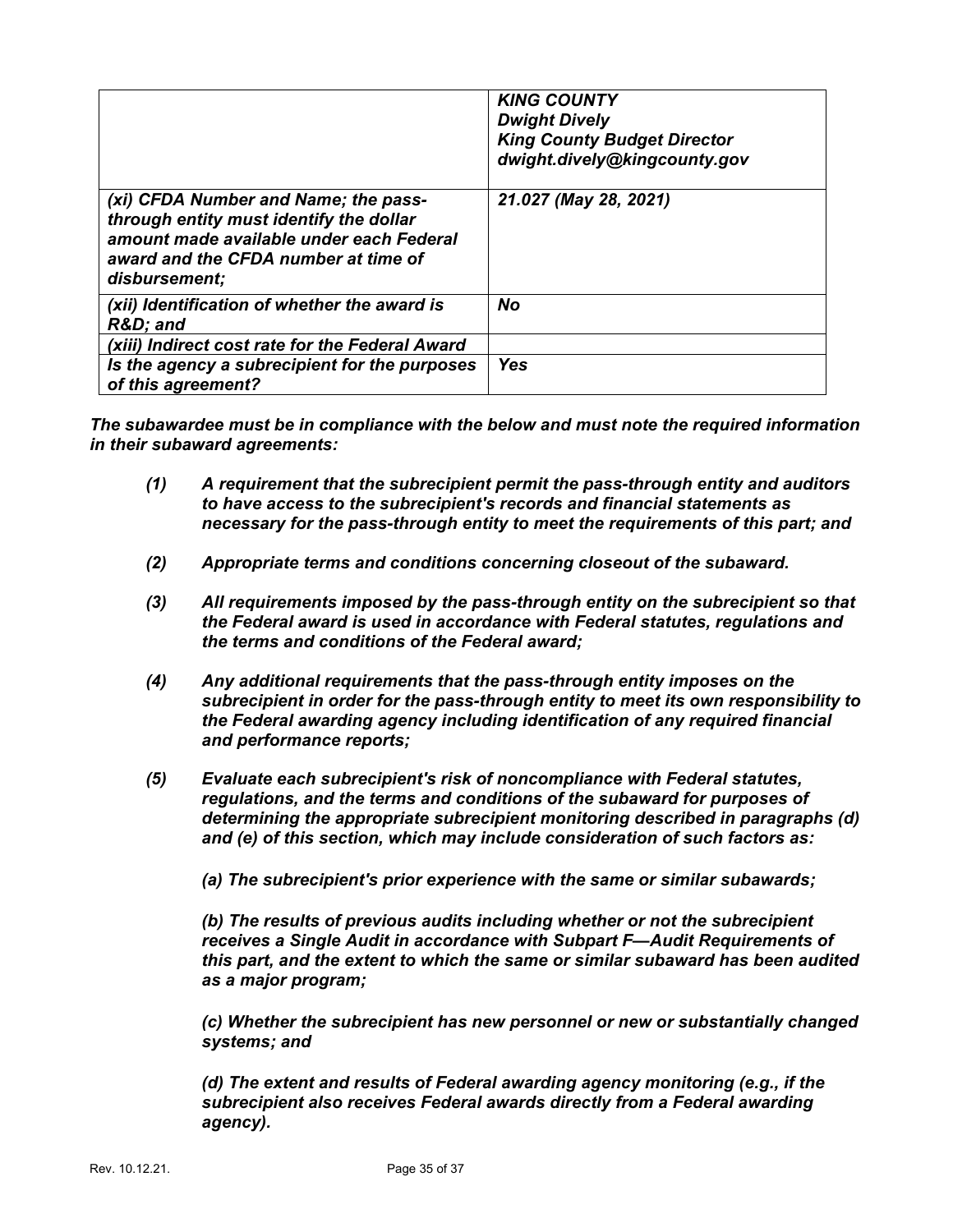| | ***KING COUNTY***<br>***Dwight Dively***<br>***King County Budget Director***<br>***dwight.dively@kingcounty.gov*** |
|---|---|
| ***(xi) CFDA Number and Name; the pass-through entity must identify the dollar amount made available under each Federal award and the CFDA number at time of disbursement;*** | ***21.027 (May 28, 2021)*** |
| ***(xii) Identification of whether the award is R&D; and*** | ***No*** |
| ***(xiii) Indirect cost rate for the Federal Award*** | |
| ***Is the agency a subrecipient for the purposes of this agreement?*** | ***Yes*** |

***The subawardee must be in compliance with the below and must note the required information in their subaward agreements:***

***(1)*** ***A requirement that the subrecipient permit the pass-through entity and auditors to have access to the subrecipient's records and financial statements as necessary for the pass-through entity to meet the requirements of this part; and***

***(2)*** ***Appropriate terms and conditions concerning closeout of the subaward.***

***(3)*** ***All requirements imposed by the pass-through entity on the subrecipient so that the Federal award is used in accordance with Federal statutes, regulations and the terms and conditions of the Federal award;***

***(4)*** ***Any additional requirements that the pass-through entity imposes on the subrecipient in order for the pass-through entity to meet its own responsibility to the Federal awarding agency including identification of any required financial and performance reports;***

***(5)*** ***Evaluate each subrecipient's risk of noncompliance with Federal statutes, regulations, and the terms and conditions of the subaward for purposes of determining the appropriate subrecipient monitoring described in paragraphs (d) and (e) of this section, which may include consideration of such factors as:***

***(a) The subrecipient's prior experience with the same or similar subawards;***

***(b) The results of previous audits including whether or not the subrecipient receives a Single Audit in accordance with Subpart F—Audit Requirements of this part, and the extent to which the same or similar subaward has been audited as a major program;***

***(c) Whether the subrecipient has new personnel or new or substantially changed systems; and***

***(d) The extent and results of Federal awarding agency monitoring (e.g., if the subrecipient also receives Federal awards directly from a Federal awarding agency).***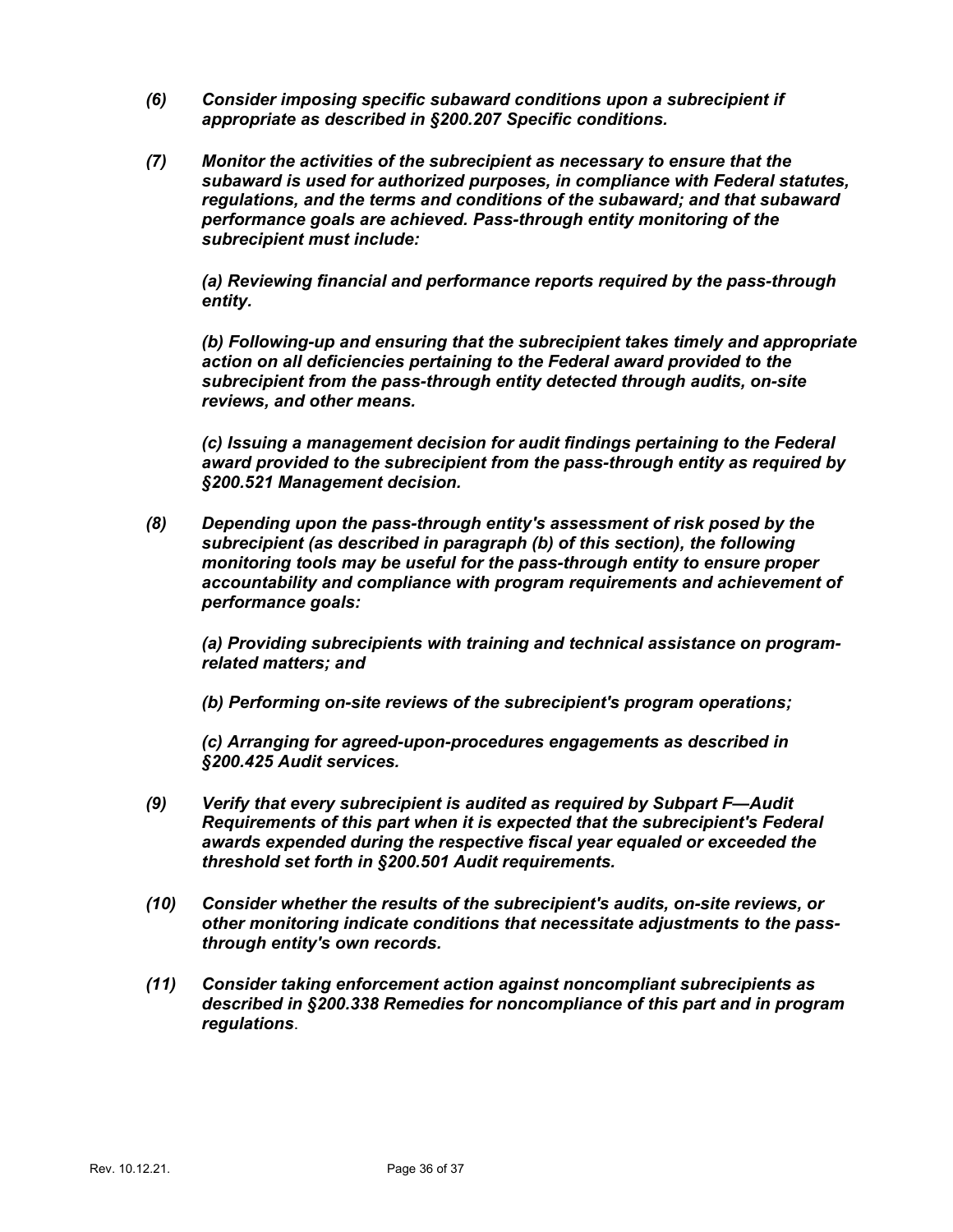*(6) Consider imposing specific subaward conditions upon a subrecipient if appropriate as described in §200.207 Specific conditions.*

*(7) Monitor the activities of the subrecipient as necessary to ensure that the subaward is used for authorized purposes, in compliance with Federal statutes, regulations, and the terms and conditions of the subaward; and that subaward performance goals are achieved. Pass-through entity monitoring of the subrecipient must include:*

*(a) Reviewing financial and performance reports required by the pass-through entity.*

*(b) Following-up and ensuring that the subrecipient takes timely and appropriate action on all deficiencies pertaining to the Federal award provided to the subrecipient from the pass-through entity detected through audits, on-site reviews, and other means.*

*(c) Issuing a management decision for audit findings pertaining to the Federal award provided to the subrecipient from the pass-through entity as required by §200.521 Management decision.*

*(8) Depending upon the pass-through entity's assessment of risk posed by the subrecipient (as described in paragraph (b) of this section), the following monitoring tools may be useful for the pass-through entity to ensure proper accountability and compliance with program requirements and achievement of performance goals:*

*(a) Providing subrecipients with training and technical assistance on program-related matters; and*

*(b) Performing on-site reviews of the subrecipient's program operations;*

*(c) Arranging for agreed-upon-procedures engagements as described in §200.425 Audit services.*

*(9) Verify that every subrecipient is audited as required by Subpart F—Audit Requirements of this part when it is expected that the subrecipient's Federal awards expended during the respective fiscal year equaled or exceeded the threshold set forth in §200.501 Audit requirements.*

*(10) Consider whether the results of the subrecipient's audits, on-site reviews, or other monitoring indicate conditions that necessitate adjustments to the pass-through entity's own records.*

*(11) Consider taking enforcement action against noncompliant subrecipients as described in §200.338 Remedies for noncompliance of this part and in program regulations.*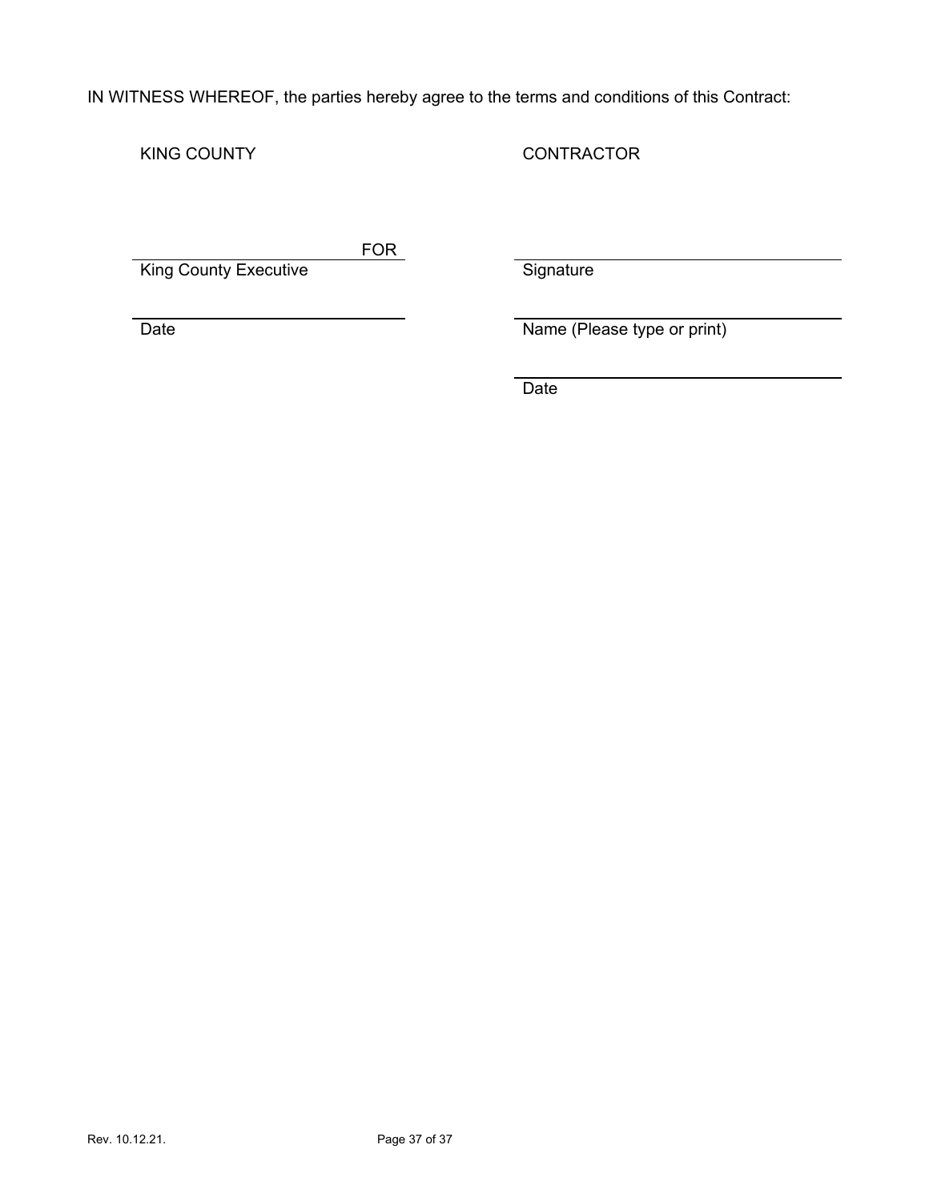IN WITNESS WHEREOF, the parties hereby agree to the terms and conditions of this Contract:

| KING COUNTY | CONTRACTOR |
| --- | --- |
| ______________________ FOR<br>King County Executive | ______________________<br>Signature |
| ______________________<br>Date | ______________________<br>Name (Please type or print) |
| | ______________________<br>Date |